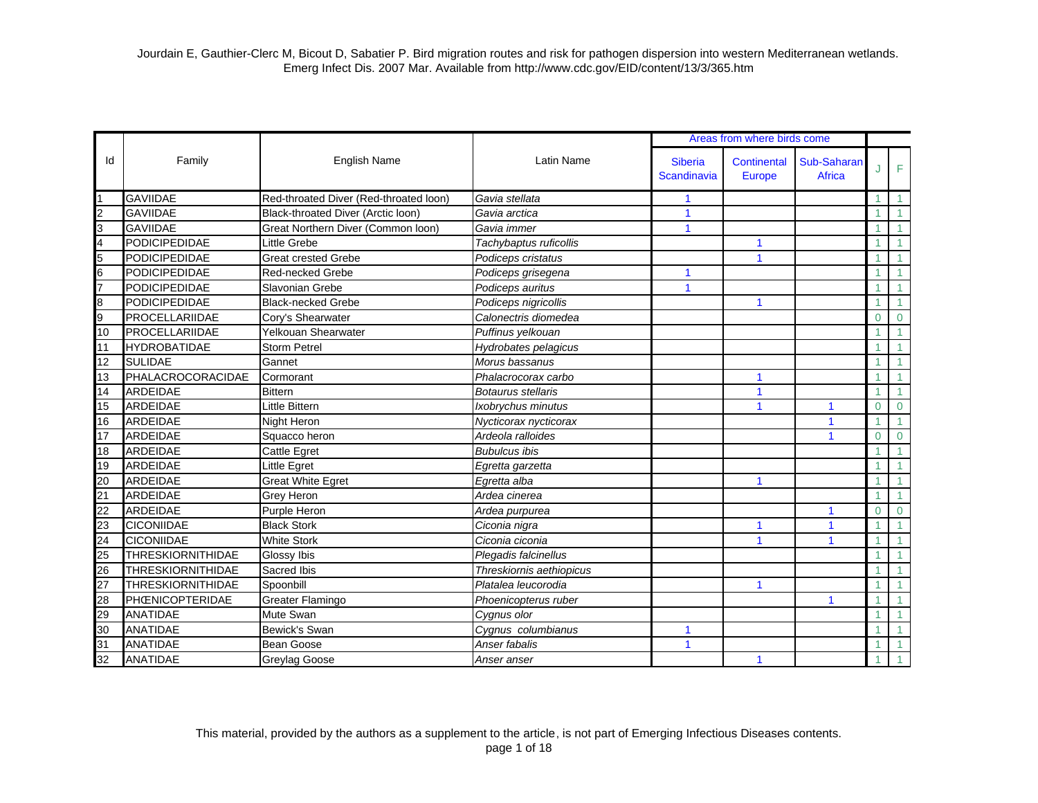Jourdain E, Gauthier-Clerc M, Bicout D, Sabatier P. Bird migration routes and risk for pathogen dispersion into western Mediterranean wetlands. Emerg Infect Dis. 2007 Mar. Available from http://www.cdc.gov/EID/content/13/3/365.htm

| Id | Family | English Name | Latin Name | Areas from where birds come | | | | |
|---|---|---|---|---|---|---|---|---|
| | | | | Siberia Scandinavia | Continental Europe | Sub-Saharan Africa | J | F |
| 1 | GAVIIDAE | Red-throated Diver (Red-throated loon) | *Gavia stellata* | 1 | | | 1 | 1 |
| 2 | GAVIIDAE | Black-throated Diver (Arctic loon) | *Gavia arctica* | 1 | | | 1 | 1 |
| 3 | GAVIIDAE | Great Northern Diver (Common loon) | *Gavia immer* | 1 | | | 1 | 1 |
| 4 | PODICIPEDIDAE | Little Grebe | *Tachybaptus ruficollis* | | 1 | | 1 | 1 |
| 5 | PODICIPEDIDAE | Great crested Grebe | *Podiceps cristatus* | | 1 | | 1 | 1 |
| 6 | PODICIPEDIDAE | Red-necked Grebe | *Podiceps grisegena* | 1 | | | 1 | 1 |
| 7 | PODICIPEDIDAE | Slavonian Grebe | *Podiceps auritus* | 1 | | | 1 | 1 |
| 8 | PODICIPEDIDAE | Black-necked Grebe | *Podiceps nigricollis* | | 1 | | 1 | 1 |
| 9 | PROCELLARIIDAE | Cory's Shearwater | *Calonectris diomedea* | | | | 0 | 0 |
| 10 | PROCELLARIIDAE | Yelkouan Shearwater | *Puffinus yelkouan* | | | | 1 | 1 |
| 11 | HYDROBATIDAE | Storm Petrel | *Hydrobates pelagicus* | | | | 1 | 1 |
| 12 | SULIDAE | Gannet | *Morus bassanus* | | | | 1 | 1 |
| 13 | PHALACROCORACIDAE | Cormorant | *Phalacrocorax carbo* | | 1 | | 1 | 1 |
| 14 | ARDEIDAE | Bittern | *Botaurus stellaris* | | 1 | | 1 | 1 |
| 15 | ARDEIDAE | Little Bittern | *Ixobrychus minutus* | | 1 | 1 | 0 | 0 |
| 16 | ARDEIDAE | Night Heron | *Nycticorax nycticorax* | | | 1 | 1 | 1 |
| 17 | ARDEIDAE | Squacco heron | *Ardeola ralloides* | | | 1 | 0 | 0 |
| 18 | ARDEIDAE | Cattle Egret | *Bubulcus ibis* | | | | 1 | 1 |
| 19 | ARDEIDAE | Little Egret | *Egretta garzetta* | | | | 1 | 1 |
| 20 | ARDEIDAE | Great White Egret | *Egretta alba* | | 1 | | 1 | 1 |
| 21 | ARDEIDAE | Grey Heron | *Ardea cinerea* | | | | 1 | 1 |
| 22 | ARDEIDAE | Purple Heron | *Ardea purpurea* | | | 1 | 0 | 0 |
| 23 | CICONIIDAE | Black Stork | *Ciconia nigra* | | 1 | 1 | 1 | 1 |
| 24 | CICONIIDAE | White Stork | *Ciconia ciconia* | | 1 | 1 | 1 | 1 |
| 25 | THRESKIORNITHIDAE | Glossy Ibis | *Plegadis falcinellus* | | | | 1 | 1 |
| 26 | THRESKIORNITHIDAE | Sacred Ibis | *Threskiornis aethiopicus* | | | | 1 | 1 |
| 27 | THRESKIORNITHIDAE | Spoonbill | *Platalea leucorodia* | | 1 | | 1 | 1 |
| 28 | PHŒNICOPTERIDAE | Greater Flamingo | *Phoenicopterus ruber* | | | 1 | 1 | 1 |
| 29 | ANATIDAE | Mute Swan | *Cygnus olor* | | | | 1 | 1 |
| 30 | ANATIDAE | Bewick's Swan | *Cygnus columbianus* | 1 | | | 1 | 1 |
| 31 | ANATIDAE | Bean Goose | *Anser fabalis* | 1 | | | 1 | 1 |
| 32 | ANATIDAE | Greylag Goose | *Anser anser* | | 1 | | 1 | 1 |

This material, provided by the authors as a supplement to the article, is not part of Emerging Infectious Diseases contents.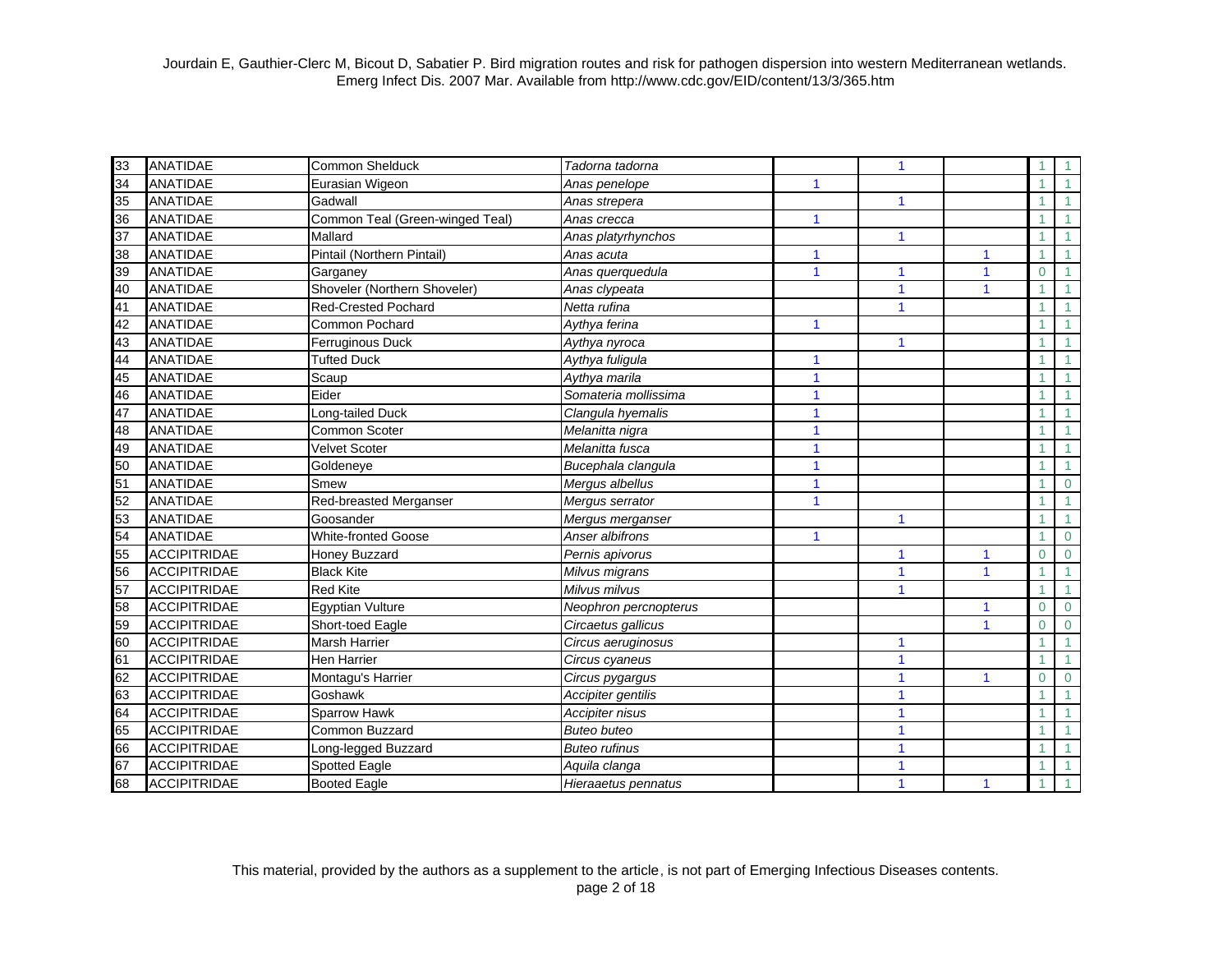| | | | | | | | | |
|---|---|---|---|---|---|---|---|---|
| 33 | ANATIDAE | Common Shelduck | *Tadorna tadorna* | | 1 | | 1 | 1 |
| 34 | ANATIDAE | Eurasian Wigeon | *Anas penelope* | 1 | | | 1 | 1 |
| 35 | ANATIDAE | Gadwall | *Anas strepera* | | 1 | | 1 | 1 |
| 36 | ANATIDAE | Common Teal (Green-winged Teal) | *Anas crecca* | 1 | | | 1 | 1 |
| 37 | ANATIDAE | Mallard | *Anas platyrhynchos* | | 1 | | 1 | 1 |
| 38 | ANATIDAE | Pintail (Northern Pintail) | *Anas acuta* | 1 | | 1 | 1 | 1 |
| 39 | ANATIDAE | Garganey | *Anas querquedula* | 1 | 1 | 1 | 0 | 1 |
| 40 | ANATIDAE | Shoveler (Northern Shoveler) | *Anas clypeata* | | 1 | 1 | 1 | 1 |
| 41 | ANATIDAE | Red-Crested Pochard | *Netta rufina* | | 1 | | 1 | 1 |
| 42 | ANATIDAE | Common Pochard | *Aythya ferina* | 1 | | | 1 | 1 |
| 43 | ANATIDAE | Ferruginous Duck | *Aythya nyroca* | | 1 | | 1 | 1 |
| 44 | ANATIDAE | Tufted Duck | *Aythya fuligula* | 1 | | | 1 | 1 |
| 45 | ANATIDAE | Scaup | *Aythya marila* | 1 | | | 1 | 1 |
| 46 | ANATIDAE | Eider | *Somateria mollissima* | 1 | | | 1 | 1 |
| 47 | ANATIDAE | Long-tailed Duck | *Clangula hyemalis* | 1 | | | 1 | 1 |
| 48 | ANATIDAE | Common Scoter | *Melanitta nigra* | 1 | | | 1 | 1 |
| 49 | ANATIDAE | Velvet Scoter | *Melanitta fusca* | 1 | | | 1 | 1 |
| 50 | ANATIDAE | Goldeneye | *Bucephala clangula* | 1 | | | 1 | 1 |
| 51 | ANATIDAE | Smew | *Mergus albellus* | 1 | | | 1 | 0 |
| 52 | ANATIDAE | Red-breasted Merganser | *Mergus serrator* | 1 | | | 1 | 1 |
| 53 | ANATIDAE | Goosander | *Mergus merganser* | | 1 | | 1 | 1 |
| 54 | ANATIDAE | White-fronted Goose | *Anser albifrons* | 1 | | | 1 | 0 |
| 55 | ACCIPITRIDAE | Honey Buzzard | *Pernis apivorus* | | 1 | 1 | 0 | 0 |
| 56 | ACCIPITRIDAE | Black Kite | *Milvus migrans* | | 1 | 1 | 1 | 1 |
| 57 | ACCIPITRIDAE | Red Kite | *Milvus milvus* | | 1 | | 1 | 1 |
| 58 | ACCIPITRIDAE | Egyptian Vulture | *Neophron percnopterus* | | | 1 | 0 | 0 |
| 59 | ACCIPITRIDAE | Short-toed Eagle | *Circaetus gallicus* | | | 1 | 0 | 0 |
| 60 | ACCIPITRIDAE | Marsh Harrier | *Circus aeruginosus* | | 1 | | 1 | 1 |
| 61 | ACCIPITRIDAE | Hen Harrier | *Circus cyaneus* | | 1 | | 1 | 1 |
| 62 | ACCIPITRIDAE | Montagu's Harrier | *Circus pygargus* | | 1 | 1 | 0 | 0 |
| 63 | ACCIPITRIDAE | Goshawk | *Accipiter gentilis* | | 1 | | 1 | 1 |
| 64 | ACCIPITRIDAE | Sparrow Hawk | *Accipiter nisus* | | 1 | | 1 | 1 |
| 65 | ACCIPITRIDAE | Common Buzzard | *Buteo buteo* | | 1 | | 1 | 1 |
| 66 | ACCIPITRIDAE | Long-legged Buzzard | *Buteo rufinus* | | 1 | | 1 | 1 |
| 67 | ACCIPITRIDAE | Spotted Eagle | *Aquila clanga* | | 1 | | 1 | 1 |
| 68 | ACCIPITRIDAE | Booted Eagle | *Hieraaetus pennatus* | | 1 | 1 | 1 | 1 |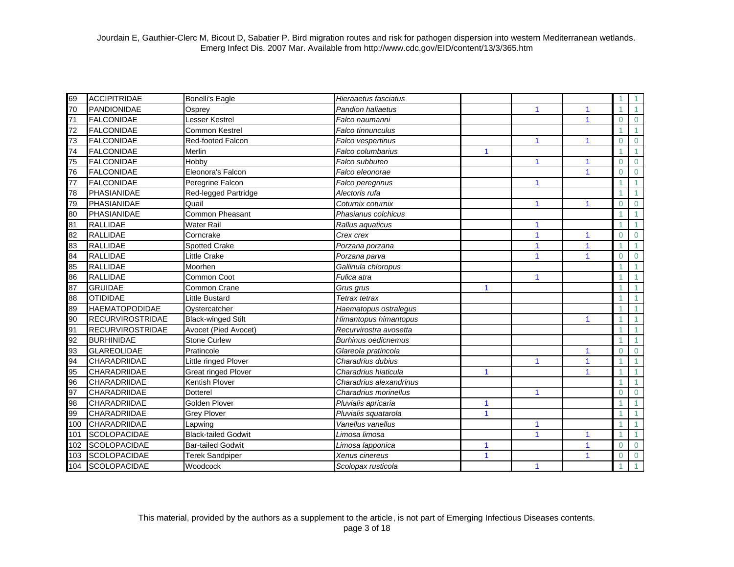| | | | | | | | | |
|---|---|---|---|---|---|---|---|---|
| 69 | ACCIPITRIDAE | Bonelli's Eagle | *Hieraaetus fasciatus* | | | | 1 | 1 |
| 70 | PANDIONIDAE | Osprey | *Pandion haliaetus* | | 1 | 1 | 1 | 1 |
| 71 | FALCONIDAE | Lesser Kestrel | *Falco naumanni* | | | 1 | 0 | 0 |
| 72 | FALCONIDAE | Common Kestrel | *Falco tinnunculus* | | | | 1 | 1 |
| 73 | FALCONIDAE | Red-footed Falcon | *Falco vespertinus* | | 1 | 1 | 0 | 0 |
| 74 | FALCONIDAE | Merlin | *Falco columbarius* | 1 | | | 1 | 1 |
| 75 | FALCONIDAE | Hobby | *Falco subbuteo* | | 1 | 1 | 0 | 0 |
| 76 | FALCONIDAE | Eleonora's Falcon | *Falco eleonorae* | | | 1 | 0 | 0 |
| 77 | FALCONIDAE | Peregrine Falcon | *Falco peregrinus* | | 1 | | 1 | 1 |
| 78 | PHASIANIDAE | Red-legged Partridge | *Alectoris rufa* | | | | 1 | 1 |
| 79 | PHASIANIDAE | Quail | *Coturnix coturnix* | | 1 | 1 | 0 | 0 |
| 80 | PHASIANIDAE | Common Pheasant | *Phasianus colchicus* | | | | 1 | 1 |
| 81 | RALLIDAE | Water Rail | *Rallus aquaticus* | | 1 | | 1 | 1 |
| 82 | RALLIDAE | Corncrake | *Crex crex* | | 1 | 1 | 0 | 0 |
| 83 | RALLIDAE | Spotted Crake | *Porzana porzana* | | 1 | 1 | 1 | 1 |
| 84 | RALLIDAE | Little Crake | *Porzana parva* | | 1 | 1 | 0 | 0 |
| 85 | RALLIDAE | Moorhen | *Gallinula chloropus* | | | | 1 | 1 |
| 86 | RALLIDAE | Common Coot | *Fulica atra* | | 1 | | 1 | 1 |
| 87 | GRUIDAE | Common Crane | *Grus grus* | 1 | | | 1 | 1 |
| 88 | OTIDIDAE | Little Bustard | *Tetrax tetrax* | | | | 1 | 1 |
| 89 | HAEMATOPODIDAE | Oystercatcher | *Haematopus ostralegus* | | | | 1 | 1 |
| 90 | RECURVIROSTRIDAE | Black-winged Stilt | *Himantopus himantopus* | | | 1 | 1 | 1 |
| 91 | RECURVIROSTRIDAE | Avocet (Pied Avocet) | *Recurvirostra avosetta* | | | | 1 | 1 |
| 92 | BURHINIDAE | Stone Curlew | *Burhinus oedicnemus* | | | | 1 | 1 |
| 93 | GLAREOLIDAE | Pratincole | *Glareola pratincola* | | | 1 | 0 | 0 |
| 94 | CHARADRIIDAE | Little ringed Plover | *Charadrius dubius* | | 1 | 1 | 1 | 1 |
| 95 | CHARADRIIDAE | Great ringed Plover | *Charadrius hiaticula* | 1 | | 1 | 1 | 1 |
| 96 | CHARADRIIDAE | Kentish Plover | *Charadrius alexandrinus* | | | | 1 | 1 |
| 97 | CHARADRIIDAE | Dotterel | *Charadrius morinellus* | | 1 | | 0 | 0 |
| 98 | CHARADRIIDAE | Golden Plover | *Pluvialis apricaria* | 1 | | | 1 | 1 |
| 99 | CHARADRIIDAE | Grey Plover | *Pluvialis squatarola* | 1 | | | 1 | 1 |
| 100 | CHARADRIIDAE | Lapwing | *Vanellus vanellus* | | 1 | | 1 | 1 |
| 101 | SCOLOPACIDAE | Black-tailed Godwit | *Limosa limosa* | | 1 | 1 | 1 | 1 |
| 102 | SCOLOPACIDAE | Bar-tailed Godwit | *Limosa lapponica* | 1 | | 1 | 0 | 0 |
| 103 | SCOLOPACIDAE | Terek Sandpiper | *Xenus cinereus* | 1 | | 1 | 0 | 0 |
| 104 | SCOLOPACIDAE | Woodcock | *Scolopax rusticola* | | 1 | | 1 | 1 |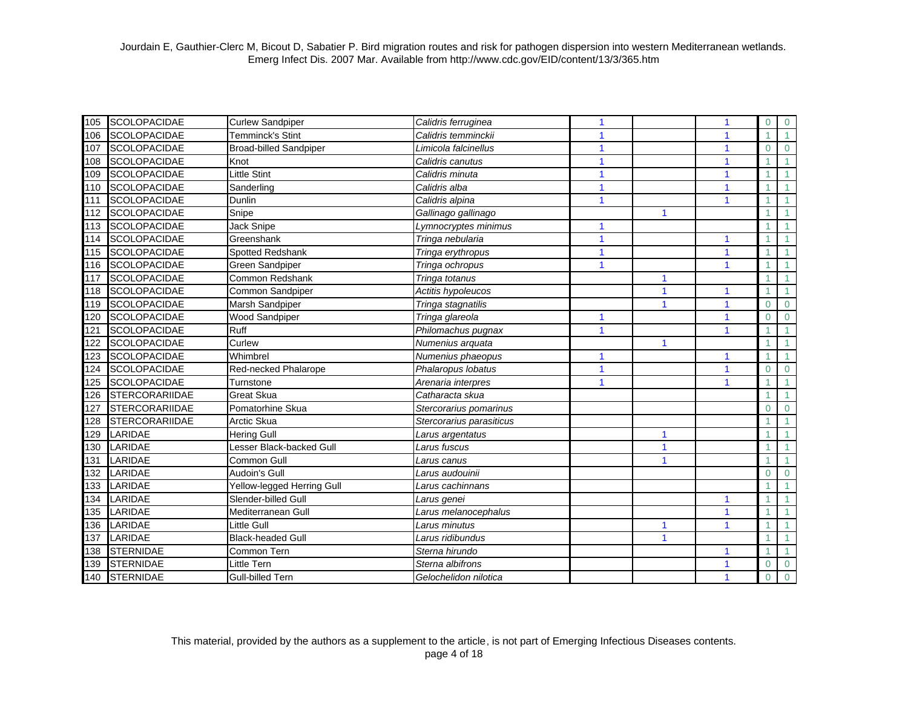| | | | | | | | | |
|---|---|---|---|---|---|---|---|---|
| 105 | SCOLOPACIDAE | Curlew Sandpiper | *Calidris ferruginea* | 1 | | 1 | 0 | 0 |
| 106 | SCOLOPACIDAE | Temminck's Stint | *Calidris temminckii* | 1 | | 1 | 1 | 1 |
| 107 | SCOLOPACIDAE | Broad-billed Sandpiper | *Limicola falcinellus* | 1 | | 1 | 0 | 0 |
| 108 | SCOLOPACIDAE | Knot | *Calidris canutus* | 1 | | 1 | 1 | 1 |
| 109 | SCOLOPACIDAE | Little Stint | *Calidris minuta* | 1 | | 1 | 1 | 1 |
| 110 | SCOLOPACIDAE | Sanderling | *Calidris alba* | 1 | | 1 | 1 | 1 |
| 111 | SCOLOPACIDAE | Dunlin | *Calidris alpina* | 1 | | 1 | 1 | 1 |
| 112 | SCOLOPACIDAE | Snipe | *Gallinago gallinago* | | 1 | | 1 | 1 |
| 113 | SCOLOPACIDAE | Jack Snipe | *Lymnocryptes minimus* | 1 | | | 1 | 1 |
| 114 | SCOLOPACIDAE | Greenshank | *Tringa nebularia* | 1 | | 1 | 1 | 1 |
| 115 | SCOLOPACIDAE | Spotted Redshank | *Tringa erythropus* | 1 | | 1 | 1 | 1 |
| 116 | SCOLOPACIDAE | Green Sandpiper | *Tringa ochropus* | 1 | | 1 | 1 | 1 |
| 117 | SCOLOPACIDAE | Common Redshank | *Tringa totanus* | | 1 | | 1 | 1 |
| 118 | SCOLOPACIDAE | Common Sandpiper | *Actitis hypoleucos* | | 1 | 1 | 1 | 1 |
| 119 | SCOLOPACIDAE | Marsh Sandpiper | *Tringa stagnatilis* | | 1 | 1 | 0 | 0 |
| 120 | SCOLOPACIDAE | Wood Sandpiper | *Tringa glareola* | 1 | | 1 | 0 | 0 |
| 121 | SCOLOPACIDAE | Ruff | *Philomachus pugnax* | 1 | | 1 | 1 | 1 |
| 122 | SCOLOPACIDAE | Curlew | *Numenius arquata* | | 1 | | 1 | 1 |
| 123 | SCOLOPACIDAE | Whimbrel | *Numenius phaeopus* | 1 | | 1 | 1 | 1 |
| 124 | SCOLOPACIDAE | Red-necked Phalarope | *Phalaropus lobatus* | 1 | | 1 | 0 | 0 |
| 125 | SCOLOPACIDAE | Turnstone | *Arenaria interpres* | 1 | | 1 | 1 | 1 |
| 126 | STERCORARIIDAE | Great Skua | *Catharacta skua* | | | | 1 | 1 |
| 127 | STERCORARIIDAE | Pomatorhine Skua | *Stercorarius pomarinus* | | | | 0 | 0 |
| 128 | STERCORARIIDAE | Arctic Skua | *Stercorarius parasiticus* | | | | 1 | 1 |
| 129 | LARIDAE | Hering Gull | *Larus argentatus* | | 1 | | 1 | 1 |
| 130 | LARIDAE | Lesser Black-backed Gull | *Larus fuscus* | | 1 | | 1 | 1 |
| 131 | LARIDAE | Common Gull | *Larus canus* | | 1 | | 1 | 1 |
| 132 | LARIDAE | Audoin's Gull | *Larus audouinii* | | | | 0 | 0 |
| 133 | LARIDAE | Yellow-legged Herring Gull | *Larus cachinnans* | | | | 1 | 1 |
| 134 | LARIDAE | Slender-billed Gull | *Larus genei* | | | 1 | 1 | 1 |
| 135 | LARIDAE | Mediterranean Gull | *Larus melanocephalus* | | | 1 | 1 | 1 |
| 136 | LARIDAE | Little Gull | *Larus minutus* | | 1 | 1 | 1 | 1 |
| 137 | LARIDAE | Black-headed Gull | *Larus ridibundus* | | 1 | | 1 | 1 |
| 138 | STERNIDAE | Common Tern | *Sterna hirundo* | | | 1 | 1 | 1 |
| 139 | STERNIDAE | Little Tern | *Sterna albifrons* | | | 1 | 0 | 0 |
| 140 | STERNIDAE | Gull-billed Tern | *Gelochelidon nilotica* | | | 1 | 0 | 0 |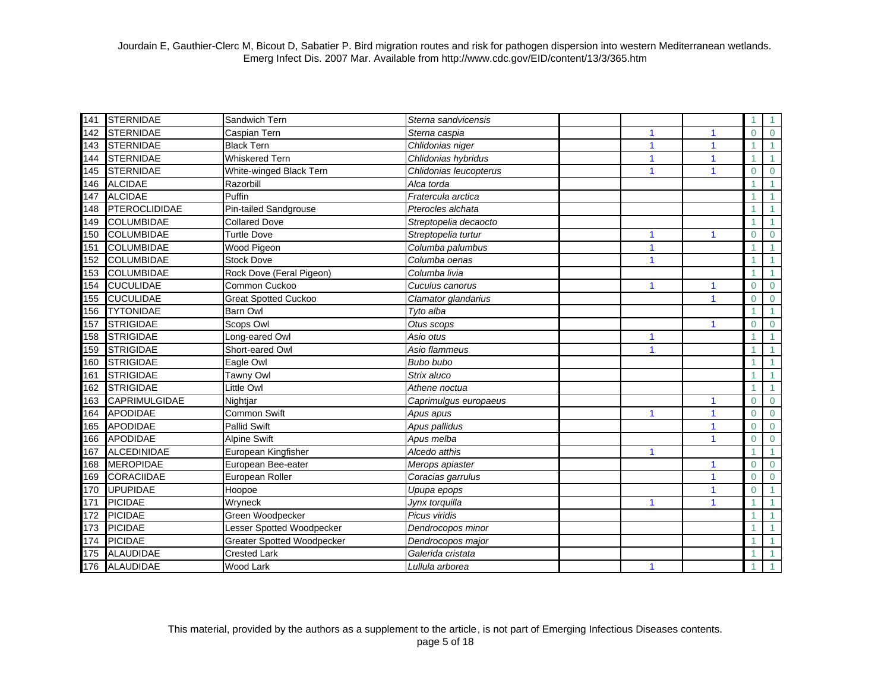| | | | | | | | | |
|---|---|---|---|---|---|---|---|---|
| 141 | STERNIDAE | Sandwich Tern | *Sterna sandvicensis* | | | | 1 | 1 |
| 142 | STERNIDAE | Caspian Tern | *Sterna caspia* | | 1 | 1 | 0 | 0 |
| 143 | STERNIDAE | Black Tern | *Chlidonias niger* | | 1 | 1 | 1 | 1 |
| 144 | STERNIDAE | Whiskered Tern | *Chlidonias hybridus* | | 1 | 1 | 1 | 1 |
| 145 | STERNIDAE | White-winged Black Tern | *Chlidonias leucopterus* | | 1 | 1 | 0 | 0 |
| 146 | ALCIDAE | Razorbill | *Alca torda* | | | | 1 | 1 |
| 147 | ALCIDAE | Puffin | *Fratercula arctica* | | | | 1 | 1 |
| 148 | PTEROCLIDIDAE | Pin-tailed Sandgrouse | *Pterocles alchata* | | | | 1 | 1 |
| 149 | COLUMBIDAE | Collared Dove | *Streptopelia decaocto* | | | | 1 | 1 |
| 150 | COLUMBIDAE | Turtle Dove | *Streptopelia turtur* | | 1 | 1 | 0 | 0 |
| 151 | COLUMBIDAE | Wood Pigeon | *Columba palumbus* | | 1 | | 1 | 1 |
| 152 | COLUMBIDAE | Stock Dove | *Columba oenas* | | 1 | | 1 | 1 |
| 153 | COLUMBIDAE | Rock Dove (Feral Pigeon) | *Columba livia* | | | | 1 | 1 |
| 154 | CUCULIDAE | Common Cuckoo | *Cuculus canorus* | | 1 | 1 | 0 | 0 |
| 155 | CUCULIDAE | Great Spotted Cuckoo | *Clamator glandarius* | | | 1 | 0 | 0 |
| 156 | TYTONIDAE | Barn Owl | *Tyto alba* | | | | 1 | 1 |
| 157 | STRIGIDAE | Scops Owl | *Otus scops* | | | 1 | 0 | 0 |
| 158 | STRIGIDAE | Long-eared Owl | *Asio otus* | | 1 | | 1 | 1 |
| 159 | STRIGIDAE | Short-eared Owl | *Asio flammeus* | | 1 | | 1 | 1 |
| 160 | STRIGIDAE | Eagle Owl | *Bubo bubo* | | | | 1 | 1 |
| 161 | STRIGIDAE | Tawny Owl | *Strix aluco* | | | | 1 | 1 |
| 162 | STRIGIDAE | Little Owl | *Athene noctua* | | | | 1 | 1 |
| 163 | CAPRIMULGIDAE | Nightjar | *Caprimulgus europaeus* | | | 1 | 0 | 0 |
| 164 | APODIDAE | Common Swift | *Apus apus* | | 1 | 1 | 0 | 0 |
| 165 | APODIDAE | Pallid Swift | *Apus pallidus* | | | 1 | 0 | 0 |
| 166 | APODIDAE | Alpine Swift | *Apus melba* | | | 1 | 0 | 0 |
| 167 | ALCEDINIDAE | European Kingfisher | *Alcedo atthis* | | 1 | | 1 | 1 |
| 168 | MEROPIDAE | European Bee-eater | *Merops apiaster* | | | 1 | 0 | 0 |
| 169 | CORACIIDAE | European Roller | *Coracias garrulus* | | | 1 | 0 | 0 |
| 170 | UPUPIDAE | Hoopoe | *Upupa epops* | | | 1 | 0 | 1 |
| 171 | PICIDAE | Wryneck | *Jynx torquilla* | | 1 | 1 | 1 | 1 |
| 172 | PICIDAE | Green Woodpecker | *Picus viridis* | | | | 1 | 1 |
| 173 | PICIDAE | Lesser Spotted Woodpecker | *Dendrocopos minor* | | | | 1 | 1 |
| 174 | PICIDAE | Greater Spotted Woodpecker | *Dendrocopos major* | | | | 1 | 1 |
| 175 | ALAUDIDAE | Crested Lark | *Galerida cristata* | | | | 1 | 1 |
| 176 | ALAUDIDAE | Wood Lark | *Lullula arborea* | | 1 | | 1 | 1 |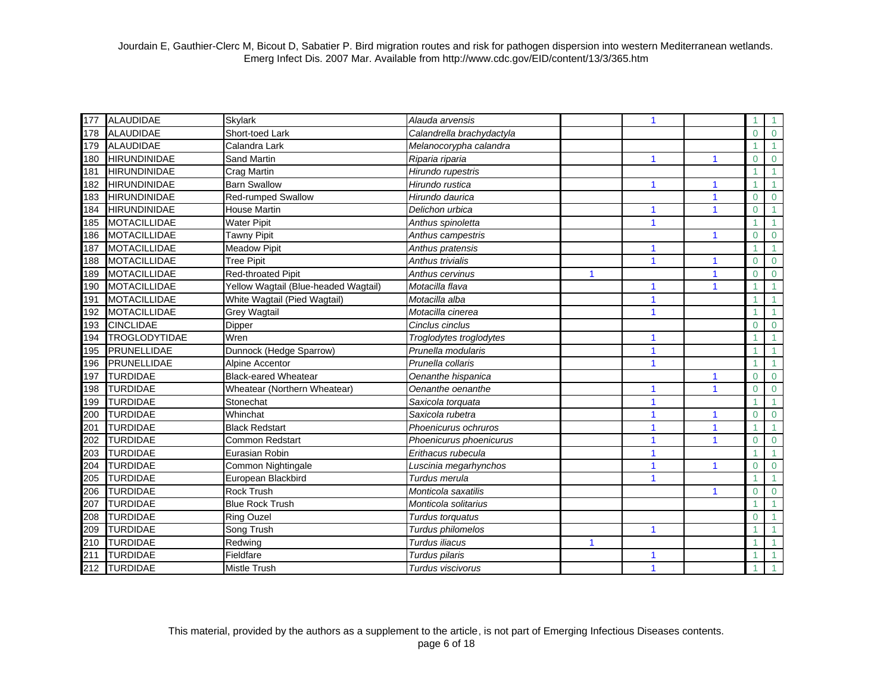| | | | | | | | | |
|---|---|---|---|---|---|---|---|---|
| 177 | ALAUDIDAE | Skylark | *Alauda arvensis* | | 1 | | 1 | 1 |
| 178 | ALAUDIDAE | Short-toed Lark | *Calandrella brachydactyla* | | | | 0 | 0 |
| 179 | ALAUDIDAE | Calandra Lark | *Melanocorypha calandra* | | | | 1 | 1 |
| 180 | HIRUNDINIDAE | Sand Martin | *Riparia riparia* | | 1 | 1 | 0 | 0 |
| 181 | HIRUNDINIDAE | Crag Martin | *Hirundo rupestris* | | | | 1 | 1 |
| 182 | HIRUNDINIDAE | Barn Swallow | *Hirundo rustica* | | 1 | 1 | 1 | 1 |
| 183 | HIRUNDINIDAE | Red-rumped Swallow | *Hirundo daurica* | | | 1 | 0 | 0 |
| 184 | HIRUNDINIDAE | House Martin | *Delichon urbica* | | 1 | 1 | 0 | 1 |
| 185 | MOTACILLIDAE | Water Pipit | *Anthus spinoletta* | | 1 | | 1 | 1 |
| 186 | MOTACILLIDAE | Tawny Pipit | *Anthus campestris* | | | 1 | 0 | 0 |
| 187 | MOTACILLIDAE | Meadow Pipit | *Anthus pratensis* | | 1 | | 1 | 1 |
| 188 | MOTACILLIDAE | Tree Pipit | *Anthus trivialis* | | 1 | 1 | 0 | 0 |
| 189 | MOTACILLIDAE | Red-throated Pipit | *Anthus cervinus* | 1 | | 1 | 0 | 0 |
| 190 | MOTACILLIDAE | Yellow Wagtail (Blue-headed Wagtail) | *Motacilla flava* | | 1 | 1 | 1 | 1 |
| 191 | MOTACILLIDAE | White Wagtail (Pied Wagtail) | *Motacilla alba* | | 1 | | 1 | 1 |
| 192 | MOTACILLIDAE | Grey Wagtail | *Motacilla cinerea* | | 1 | | 1 | 1 |
| 193 | CINCLIDAE | Dipper | *Cinclus cinclus* | | | | 0 | 0 |
| 194 | TROGLODYTIDAE | Wren | *Troglodytes troglodytes* | | 1 | | 1 | 1 |
| 195 | PRUNELLIDAE | Dunnock (Hedge Sparrow) | *Prunella modularis* | | 1 | | 1 | 1 |
| 196 | PRUNELLIDAE | Alpine Accentor | *Prunella collaris* | | 1 | | 1 | 1 |
| 197 | TURDIDAE | Black-eared Wheatear | *Oenanthe hispanica* | | | 1 | 0 | 0 |
| 198 | TURDIDAE | Wheatear (Northern Wheatear) | *Oenanthe oenanthe* | | 1 | 1 | 0 | 0 |
| 199 | TURDIDAE | Stonechat | *Saxicola torquata* | | 1 | | 1 | 1 |
| 200 | TURDIDAE | Whinchat | *Saxicola rubetra* | | 1 | 1 | 0 | 0 |
| 201 | TURDIDAE | Black Redstart | *Phoenicurus ochruros* | | 1 | 1 | 1 | 1 |
| 202 | TURDIDAE | Common Redstart | *Phoenicurus phoenicurus* | | 1 | 1 | 0 | 0 |
| 203 | TURDIDAE | Eurasian Robin | *Erithacus rubecula* | | 1 | | 1 | 1 |
| 204 | TURDIDAE | Common Nightingale | *Luscinia megarhynchos* | | 1 | 1 | 0 | 0 |
| 205 | TURDIDAE | European Blackbird | *Turdus merula* | | 1 | | 1 | 1 |
| 206 | TURDIDAE | Rock Trush | *Monticola saxatilis* | | | 1 | 0 | 0 |
| 207 | TURDIDAE | Blue Rock Trush | *Monticola solitarius* | | | | 1 | 1 |
| 208 | TURDIDAE | Ring Ouzel | *Turdus torquatus* | | | | 0 | 1 |
| 209 | TURDIDAE | Song Trush | *Turdus philomelos* | | 1 | | 1 | 1 |
| 210 | TURDIDAE | Redwing | *Turdus iliacus* | 1 | | | 1 | 1 |
| 211 | TURDIDAE | Fieldfare | *Turdus pilaris* | | 1 | | 1 | 1 |
| 212 | TURDIDAE | Mistle Trush | *Turdus viscivorus* | | 1 | | 1 | 1 |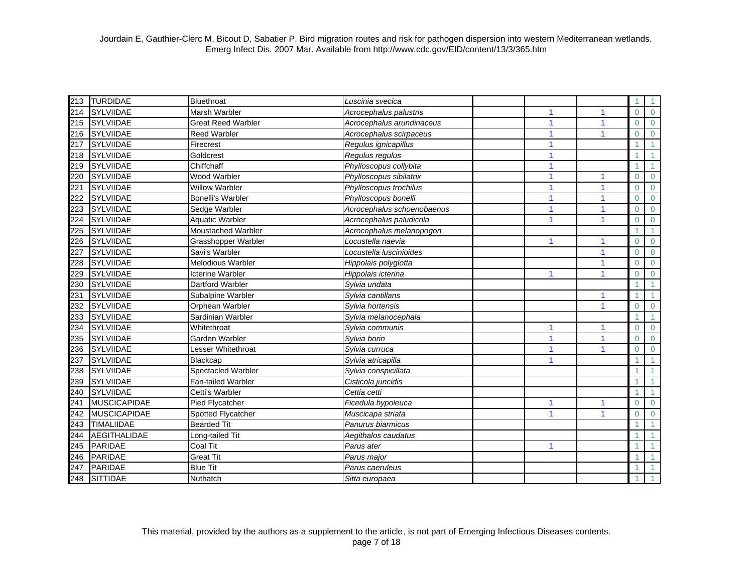| | | | | | | | | |
|---|---|---|---|---|---|---|---|---|
| 213 | TURDIDAE | Bluethroat | *Luscinia svecica* | | | | 1 | 1 |
| 214 | SYLVIIDAE | Marsh Warbler | *Acrocephalus palustris* | | 1 | 1 | 0 | 0 |
| 215 | SYLVIIDAE | Great Reed Warbler | *Acrocephalus arundinaceus* | | 1 | 1 | 0 | 0 |
| 216 | SYLVIIDAE | Reed Warbler | *Acrocephalus scirpaceus* | | 1 | 1 | 0 | 0 |
| 217 | SYLVIIDAE | Firecrest | *Regulus ignicapillus* | | 1 | | 1 | 1 |
| 218 | SYLVIIDAE | Goldcrest | *Regulus regulus* | | 1 | | 1 | 1 |
| 219 | SYLVIIDAE | Chiffchaff | *Phylloscopus collybita* | | 1 | | 1 | 1 |
| 220 | SYLVIIDAE | Wood Warbler | *Phylloscopus sibilatrix* | | 1 | 1 | 0 | 0 |
| 221 | SYLVIIDAE | Willow Warbler | *Phylloscopus trochilus* | | 1 | 1 | 0 | 0 |
| 222 | SYLVIIDAE | Bonelli's Warbler | *Phylloscopus bonelli* | | 1 | 1 | 0 | 0 |
| 223 | SYLVIIDAE | Sedge Warbler | *Acrocephalus schoenobaenus* | | 1 | 1 | 0 | 0 |
| 224 | SYLVIIDAE | Aquatic Warbler | *Acrocephalus paludicola* | | 1 | 1 | 0 | 0 |
| 225 | SYLVIIDAE | Moustached Warbler | *Acrocephalus melanopogon* | | | | 1 | 1 |
| 226 | SYLVIIDAE | Grasshopper Warbler | *Locustella naevia* | | 1 | 1 | 0 | 0 |
| 227 | SYLVIIDAE | Savi's Warbler | *Locustella luscinioides* | | | 1 | 0 | 0 |
| 228 | SYLVIIDAE | Melodious Warbler | *Hippolais polyglotta* | | | 1 | 0 | 0 |
| 229 | SYLVIIDAE | Icterine Warbler | *Hippolais icterina* | | 1 | 1 | 0 | 0 |
| 230 | SYLVIIDAE | Dartford Warbler | *Sylvia undata* | | | | 1 | 1 |
| 231 | SYLVIIDAE | Subalpine Warbler | *Sylvia cantillans* | | | 1 | 1 | 1 |
| 232 | SYLVIIDAE | Orphean Warbler | *Sylvia hortensis* | | | 1 | 0 | 0 |
| 233 | SYLVIIDAE | Sardinian Warbler | *Sylvia melanocephala* | | | | 1 | 1 |
| 234 | SYLVIIDAE | Whitethroat | *Sylvia communis* | | 1 | 1 | 0 | 0 |
| 235 | SYLVIIDAE | Garden Warbler | *Sylvia borin* | | 1 | 1 | 0 | 0 |
| 236 | SYLVIIDAE | Lesser Whitethroat | *Sylvia curruca* | | 1 | 1 | 0 | 0 |
| 237 | SYLVIIDAE | Blackcap | *Sylvia atricapilla* | | 1 | | 1 | 1 |
| 238 | SYLVIIDAE | Spectacled Warbler | *Sylvia conspicillata* | | | | 1 | 1 |
| 239 | SYLVIIDAE | Fan-tailed Warbler | *Cisticola juncidis* | | | | 1 | 1 |
| 240 | SYLVIIDAE | Cetti's Warbler | *Cettia cetti* | | | | 1 | 1 |
| 241 | MUSCICAPIDAE | Pied Flycatcher | *Ficedula hypoleuca* | | 1 | 1 | 0 | 0 |
| 242 | MUSCICAPIDAE | Spotted Flycatcher | *Muscicapa striata* | | 1 | 1 | 0 | 0 |
| 243 | TIMALIIDAE | Bearded Tit | *Panurus biarmicus* | | | | 1 | 1 |
| 244 | AEGITHALIDAE | Long-tailed Tit | *Aegithalos caudatus* | | | | 1 | 1 |
| 245 | PARIDAE | Coal Tit | *Parus ater* | | 1 | | 1 | 1 |
| 246 | PARIDAE | Great Tit | *Parus major* | | | | 1 | 1 |
| 247 | PARIDAE | Blue Tit | *Parus caeruleus* | | | | 1 | 1 |
| 248 | SITTIDAE | Nuthatch | *Sitta europaea* | | | | 1 | 1 |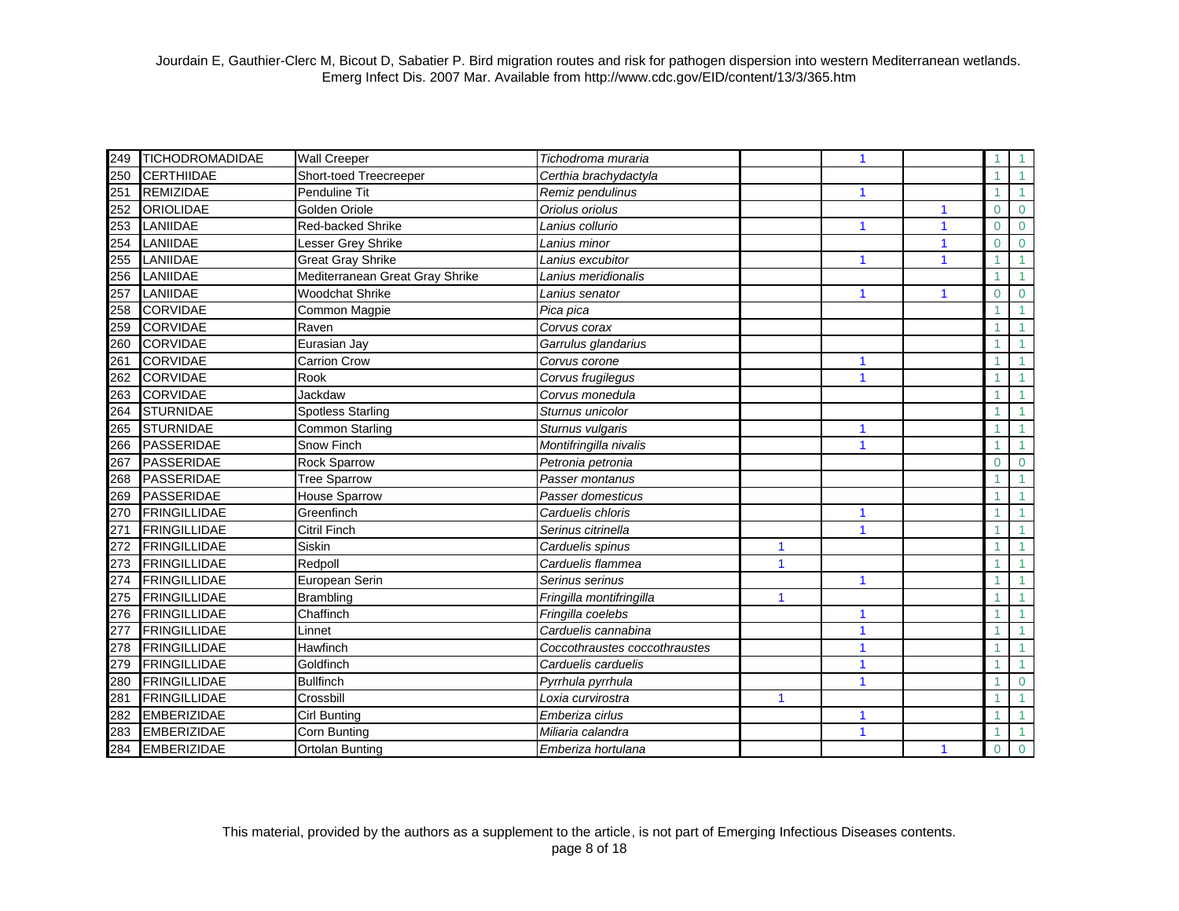| | | | | | | | | |
|---|---|---|---|---|---|---|---|---|
| 249 | TICHODROMADIDAE | Wall Creeper | *Tichodroma muraria* | | 1 | | 1 | 1 |
| 250 | CERTHIIDAE | Short-toed Treecreeper | *Certhia brachydactyla* | | | | 1 | 1 |
| 251 | REMIZIDAE | Penduline Tit | *Remiz pendulinus* | | 1 | | 1 | 1 |
| 252 | ORIOLIDAE | Golden Oriole | *Oriolus oriolus* | | | 1 | 0 | 0 |
| 253 | LANIIDAE | Red-backed Shrike | *Lanius collurio* | | 1 | 1 | 0 | 0 |
| 254 | LANIIDAE | Lesser Grey Shrike | *Lanius minor* | | | 1 | 0 | 0 |
| 255 | LANIIDAE | Great Gray Shrike | *Lanius excubitor* | | 1 | 1 | 1 | 1 |
| 256 | LANIIDAE | Mediterranean Great Gray Shrike | *Lanius meridionalis* | | | | 1 | 1 |
| 257 | LANIIDAE | Woodchat Shrike | *Lanius senator* | | 1 | 1 | 0 | 0 |
| 258 | CORVIDAE | Common Magpie | *Pica pica* | | | | 1 | 1 |
| 259 | CORVIDAE | Raven | *Corvus corax* | | | | 1 | 1 |
| 260 | CORVIDAE | Eurasian Jay | *Garrulus glandarius* | | | | 1 | 1 |
| 261 | CORVIDAE | Carrion Crow | *Corvus corone* | | 1 | | 1 | 1 |
| 262 | CORVIDAE | Rook | *Corvus frugilegus* | | 1 | | 1 | 1 |
| 263 | CORVIDAE | Jackdaw | *Corvus monedula* | | | | 1 | 1 |
| 264 | STURNIDAE | Spotless Starling | *Sturnus unicolor* | | | | 1 | 1 |
| 265 | STURNIDAE | Common Starling | *Sturnus vulgaris* | | 1 | | 1 | 1 |
| 266 | PASSERIDAE | Snow Finch | *Montifringilla nivalis* | | 1 | | 1 | 1 |
| 267 | PASSERIDAE | Rock Sparrow | *Petronia petronia* | | | | 0 | 0 |
| 268 | PASSERIDAE | Tree Sparrow | *Passer montanus* | | | | 1 | 1 |
| 269 | PASSERIDAE | House Sparrow | *Passer domesticus* | | | | 1 | 1 |
| 270 | FRINGILLIDAE | Greenfinch | *Carduelis chloris* | | 1 | | 1 | 1 |
| 271 | FRINGILLIDAE | Citril Finch | *Serinus citrinella* | | 1 | | 1 | 1 |
| 272 | FRINGILLIDAE | Siskin | *Carduelis spinus* | 1 | | | 1 | 1 |
| 273 | FRINGILLIDAE | Redpoll | *Carduelis flammea* | 1 | | | 1 | 1 |
| 274 | FRINGILLIDAE | European Serin | *Serinus serinus* | | 1 | | 1 | 1 |
| 275 | FRINGILLIDAE | Brambling | *Fringilla montifringilla* | 1 | | | 1 | 1 |
| 276 | FRINGILLIDAE | Chaffinch | *Fringilla coelebs* | | 1 | | 1 | 1 |
| 277 | FRINGILLIDAE | Linnet | *Carduelis cannabina* | | 1 | | 1 | 1 |
| 278 | FRINGILLIDAE | Hawfinch | *Coccothraustes coccothraustes* | | 1 | | 1 | 1 |
| 279 | FRINGILLIDAE | Goldfinch | *Carduelis carduelis* | | 1 | | 1 | 1 |
| 280 | FRINGILLIDAE | Bullfinch | *Pyrrhula pyrrhula* | | 1 | | 1 | 0 |
| 281 | FRINGILLIDAE | Crossbill | *Loxia curvirostra* | 1 | | | 1 | 1 |
| 282 | EMBERIZIDAE | Cirl Bunting | *Emberiza cirlus* | | 1 | | 1 | 1 |
| 283 | EMBERIZIDAE | Corn Bunting | *Miliaria calandra* | | 1 | | 1 | 1 |
| 284 | EMBERIZIDAE | Ortolan Bunting | *Emberiza hortulana* | | | 1 | 0 | 0 |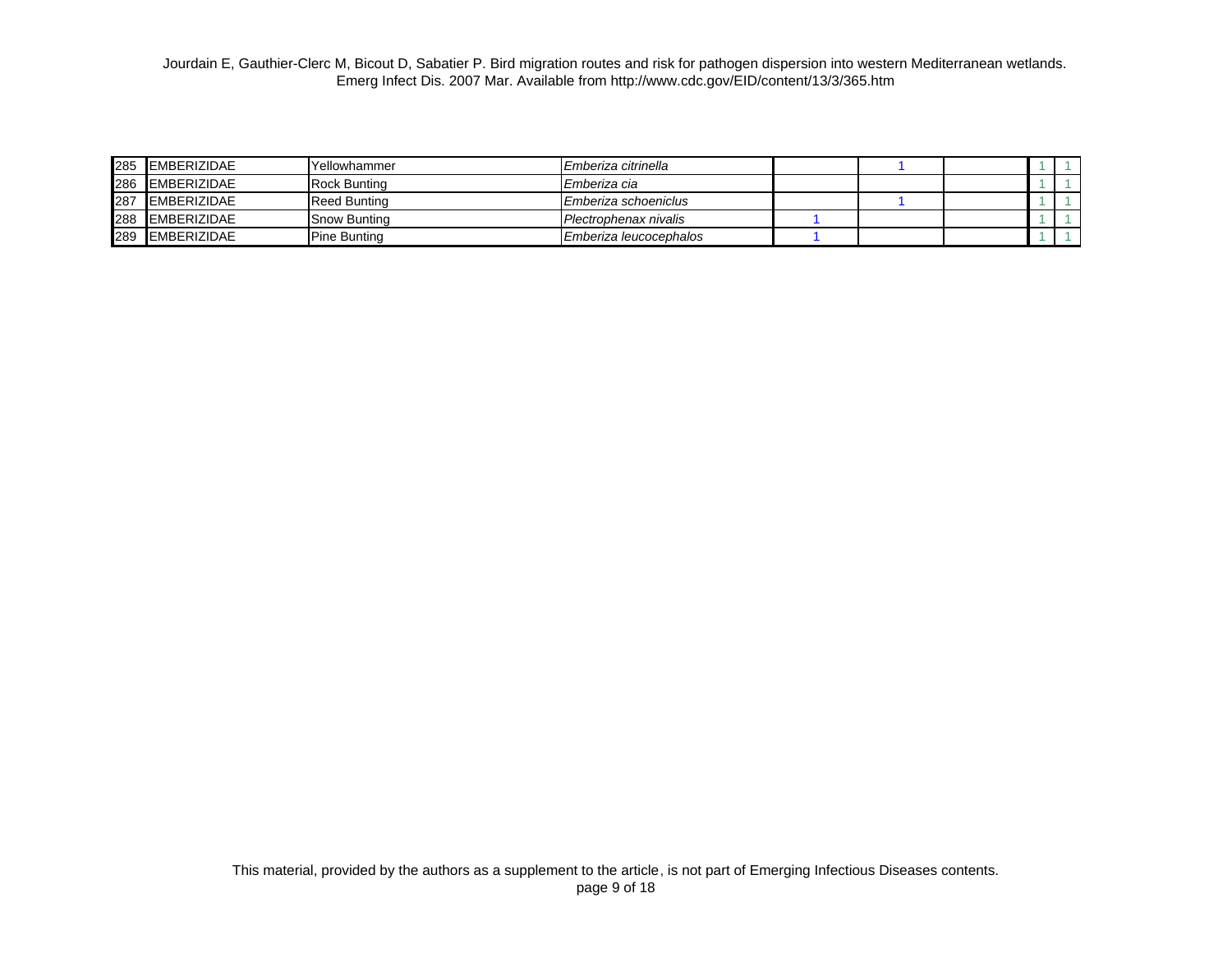| | | | | | | | | |
|---|---|---|---|---|---|---|---|---|
| 285 | EMBERIZIDAE | Yellowhammer | *Emberiza citrinella* | | 1 | | 1 | 1 |
| 286 | EMBERIZIDAE | Rock Bunting | *Emberiza cia* | | | | 1 | 1 |
| 287 | EMBERIZIDAE | Reed Bunting | *Emberiza schoeniclus* | | 1 | | 1 | 1 |
| 288 | EMBERIZIDAE | Snow Bunting | *Plectrophenax nivalis* | 1 | | | 1 | 1 |
| 289 | EMBERIZIDAE | Pine Bunting | *Emberiza leucocephalos* | 1 | | | 1 | 1 |

This material, provided by the authors as a supplement to the article, is not part of Emerging Infectious Diseases contents.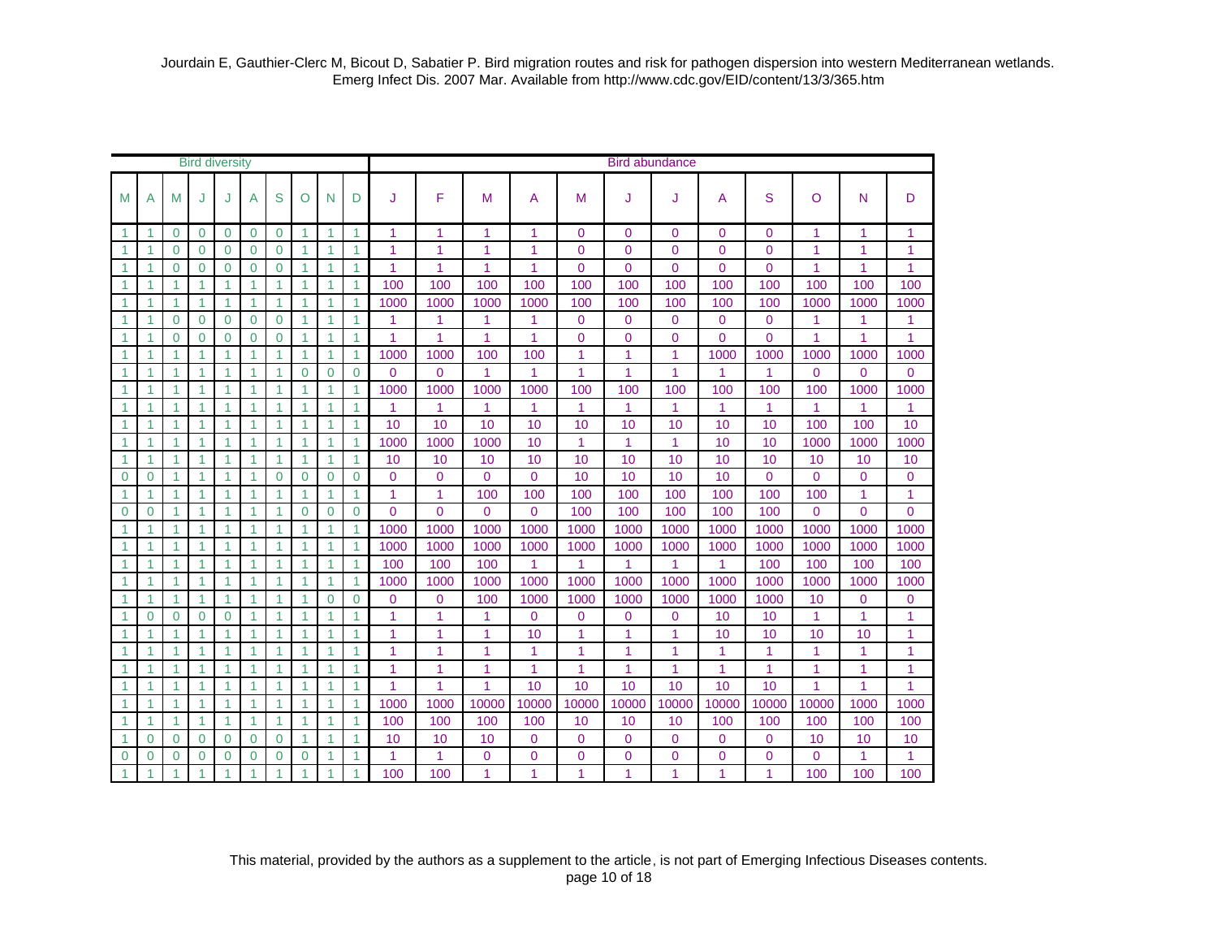Jourdain E, Gauthier-Clerc M, Bicout D, Sabatier P. Bird migration routes and risk for pathogen dispersion into western Mediterranean wetlands. Emerg Infect Dis. 2007 Mar. Available from http://www.cdc.gov/EID/content/13/3/365.htm

| Bird diversity | | | | | | | | | | Bird abundance | | | | | | | | | | | |
|---|---|---|---|---|---|---|---|---|---|---|---|---|---|---|---|---|---|---|---|---|---|
| M | A | M | J | J | A | S | O | N | D | J | F | M | A | M | J | J | A | S | O | N | D |
| 1 | 1 | 0 | 0 | 0 | 0 | 0 | 1 | 1 | 1 | 1 | 1 | 1 | 1 | 0 | 0 | 0 | 0 | 0 | 1 | 1 | 1 |
| 1 | 1 | 0 | 0 | 0 | 0 | 0 | 1 | 1 | 1 | 1 | 1 | 1 | 1 | 0 | 0 | 0 | 0 | 0 | 1 | 1 | 1 |
| 1 | 1 | 0 | 0 | 0 | 0 | 0 | 1 | 1 | 1 | 1 | 1 | 1 | 1 | 0 | 0 | 0 | 0 | 0 | 1 | 1 | 1 |
| 1 | 1 | 1 | 1 | 1 | 1 | 1 | 1 | 1 | 1 | 100 | 100 | 100 | 100 | 100 | 100 | 100 | 100 | 100 | 100 | 100 | 100 |
| 1 | 1 | 1 | 1 | 1 | 1 | 1 | 1 | 1 | 1 | 1000 | 1000 | 1000 | 1000 | 100 | 100 | 100 | 100 | 100 | 1000 | 1000 | 1000 |
| 1 | 1 | 0 | 0 | 0 | 0 | 0 | 1 | 1 | 1 | 1 | 1 | 1 | 1 | 0 | 0 | 0 | 0 | 0 | 1 | 1 | 1 |
| 1 | 1 | 0 | 0 | 0 | 0 | 0 | 1 | 1 | 1 | 1 | 1 | 1 | 1 | 0 | 0 | 0 | 0 | 0 | 1 | 1 | 1 |
| 1 | 1 | 1 | 1 | 1 | 1 | 1 | 1 | 1 | 1 | 1000 | 1000 | 100 | 100 | 1 | 1 | 1 | 1000 | 1000 | 1000 | 1000 | 1000 |
| 1 | 1 | 1 | 1 | 1 | 1 | 1 | 0 | 0 | 0 | 0 | 0 | 1 | 1 | 1 | 1 | 1 | 1 | 1 | 0 | 0 | 0 |
| 1 | 1 | 1 | 1 | 1 | 1 | 1 | 1 | 1 | 1 | 1000 | 1000 | 1000 | 1000 | 100 | 100 | 100 | 100 | 100 | 100 | 1000 | 1000 |
| 1 | 1 | 1 | 1 | 1 | 1 | 1 | 1 | 1 | 1 | 1 | 1 | 1 | 1 | 1 | 1 | 1 | 1 | 1 | 1 | 1 | 1 |
| 1 | 1 | 1 | 1 | 1 | 1 | 1 | 1 | 1 | 1 | 10 | 10 | 10 | 10 | 10 | 10 | 10 | 10 | 10 | 100 | 100 | 10 |
| 1 | 1 | 1 | 1 | 1 | 1 | 1 | 1 | 1 | 1 | 1000 | 1000 | 1000 | 10 | 1 | 1 | 1 | 10 | 10 | 1000 | 1000 | 1000 |
| 1 | 1 | 1 | 1 | 1 | 1 | 1 | 1 | 1 | 1 | 10 | 10 | 10 | 10 | 10 | 10 | 10 | 10 | 10 | 10 | 10 | 10 |
| 0 | 0 | 1 | 1 | 1 | 1 | 0 | 0 | 0 | 0 | 0 | 0 | 0 | 0 | 10 | 10 | 10 | 10 | 0 | 0 | 0 | 0 |
| 1 | 1 | 1 | 1 | 1 | 1 | 1 | 1 | 1 | 1 | 1 | 1 | 100 | 100 | 100 | 100 | 100 | 100 | 100 | 100 | 1 | 1 |
| 0 | 0 | 1 | 1 | 1 | 1 | 1 | 0 | 0 | 0 | 0 | 0 | 0 | 0 | 100 | 100 | 100 | 100 | 100 | 0 | 0 | 0 |
| 1 | 1 | 1 | 1 | 1 | 1 | 1 | 1 | 1 | 1 | 1000 | 1000 | 1000 | 1000 | 1000 | 1000 | 1000 | 1000 | 1000 | 1000 | 1000 | 1000 |
| 1 | 1 | 1 | 1 | 1 | 1 | 1 | 1 | 1 | 1 | 1000 | 1000 | 1000 | 1000 | 1000 | 1000 | 1000 | 1000 | 1000 | 1000 | 1000 | 1000 |
| 1 | 1 | 1 | 1 | 1 | 1 | 1 | 1 | 1 | 1 | 100 | 100 | 100 | 1 | 1 | 1 | 1 | 1 | 100 | 100 | 100 | 100 |
| 1 | 1 | 1 | 1 | 1 | 1 | 1 | 1 | 1 | 1 | 1000 | 1000 | 1000 | 1000 | 1000 | 1000 | 1000 | 1000 | 1000 | 1000 | 1000 | 1000 |
| 1 | 1 | 1 | 1 | 1 | 1 | 1 | 1 | 0 | 0 | 0 | 0 | 100 | 1000 | 1000 | 1000 | 1000 | 1000 | 1000 | 10 | 0 | 0 |
| 1 | 0 | 0 | 0 | 0 | 1 | 1 | 1 | 1 | 1 | 1 | 1 | 1 | 0 | 0 | 0 | 0 | 10 | 10 | 1 | 1 | 1 |
| 1 | 1 | 1 | 1 | 1 | 1 | 1 | 1 | 1 | 1 | 1 | 1 | 1 | 10 | 1 | 1 | 1 | 10 | 10 | 10 | 10 | 1 |
| 1 | 1 | 1 | 1 | 1 | 1 | 1 | 1 | 1 | 1 | 1 | 1 | 1 | 1 | 1 | 1 | 1 | 1 | 1 | 1 | 1 | 1 |
| 1 | 1 | 1 | 1 | 1 | 1 | 1 | 1 | 1 | 1 | 1 | 1 | 1 | 1 | 1 | 1 | 1 | 1 | 1 | 1 | 1 | 1 |
| 1 | 1 | 1 | 1 | 1 | 1 | 1 | 1 | 1 | 1 | 1 | 1 | 1 | 10 | 10 | 10 | 10 | 10 | 10 | 1 | 1 | 1 |
| 1 | 1 | 1 | 1 | 1 | 1 | 1 | 1 | 1 | 1 | 1000 | 1000 | 10000 | 10000 | 10000 | 10000 | 10000 | 10000 | 10000 | 10000 | 1000 | 1000 |
| 1 | 1 | 1 | 1 | 1 | 1 | 1 | 1 | 1 | 1 | 100 | 100 | 100 | 100 | 10 | 10 | 10 | 100 | 100 | 100 | 100 | 100 |
| 1 | 0 | 0 | 0 | 0 | 0 | 0 | 1 | 1 | 1 | 10 | 10 | 10 | 0 | 0 | 0 | 0 | 0 | 0 | 10 | 10 | 10 |
| 0 | 0 | 0 | 0 | 0 | 0 | 0 | 0 | 1 | 1 | 1 | 1 | 0 | 0 | 0 | 0 | 0 | 0 | 0 | 0 | 1 | 1 |
| 1 | 1 | 1 | 1 | 1 | 1 | 1 | 1 | 1 | 1 | 100 | 100 | 1 | 1 | 1 | 1 | 1 | 1 | 1 | 100 | 100 | 100 |

This material, provided by the authors as a supplement to the article, is not part of Emerging Infectious Diseases contents.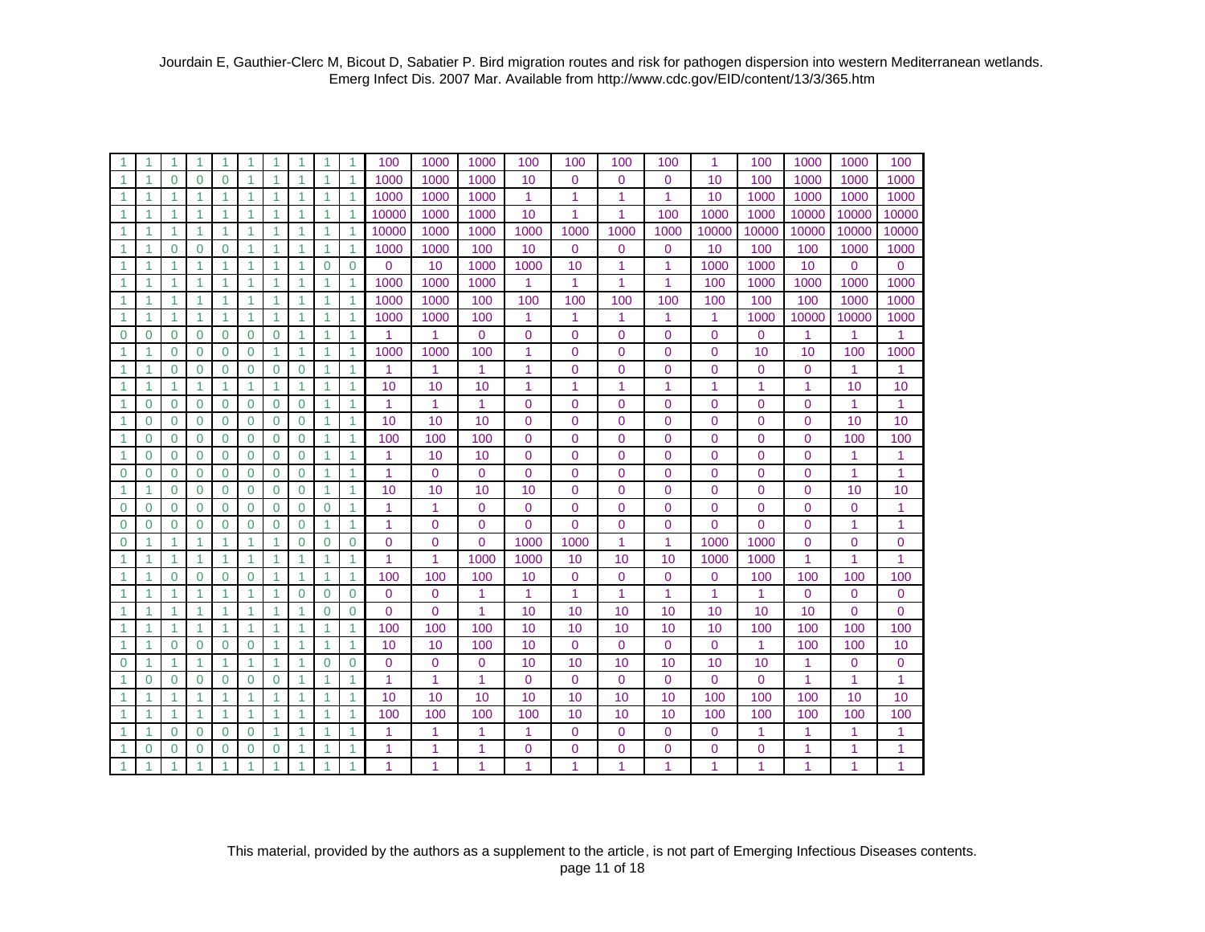| | | | | | | | | | | | | | | | | | | | | | |
|---|---|---|---|---|---|---|---|---|---|---|---|---|---|---|---|---|---|---|---|---|---|
| 1 | 1 | 1 | 1 | 1 | 1 | 1 | 1 | 1 | 1 | 100 | 1000 | 1000 | 100 | 100 | 100 | 100 | 1 | 100 | 1000 | 1000 | 100 |
| 1 | 1 | 0 | 0 | 0 | 1 | 1 | 1 | 1 | 1 | 1000 | 1000 | 1000 | 10 | 0 | 0 | 0 | 10 | 100 | 1000 | 1000 | 1000 |
| 1 | 1 | 1 | 1 | 1 | 1 | 1 | 1 | 1 | 1 | 1000 | 1000 | 1000 | 1 | 1 | 1 | 1 | 10 | 1000 | 1000 | 1000 | 1000 |
| 1 | 1 | 1 | 1 | 1 | 1 | 1 | 1 | 1 | 1 | 10000 | 1000 | 1000 | 10 | 1 | 1 | 100 | 1000 | 1000 | 10000 | 10000 | 10000 |
| 1 | 1 | 1 | 1 | 1 | 1 | 1 | 1 | 1 | 1 | 10000 | 1000 | 1000 | 1000 | 1000 | 1000 | 1000 | 10000 | 10000 | 10000 | 10000 | 10000 |
| 1 | 1 | 0 | 0 | 0 | 1 | 1 | 1 | 1 | 1 | 1000 | 1000 | 100 | 10 | 0 | 0 | 0 | 10 | 100 | 100 | 1000 | 1000 |
| 1 | 1 | 1 | 1 | 1 | 1 | 1 | 1 | 0 | 0 | 0 | 10 | 1000 | 1000 | 10 | 1 | 1 | 1000 | 1000 | 10 | 0 | 0 |
| 1 | 1 | 1 | 1 | 1 | 1 | 1 | 1 | 1 | 1 | 1000 | 1000 | 1000 | 1 | 1 | 1 | 1 | 100 | 1000 | 1000 | 1000 | 1000 |
| 1 | 1 | 1 | 1 | 1 | 1 | 1 | 1 | 1 | 1 | 1000 | 1000 | 100 | 100 | 100 | 100 | 100 | 100 | 100 | 100 | 1000 | 1000 |
| 1 | 1 | 1 | 1 | 1 | 1 | 1 | 1 | 1 | 1 | 1000 | 1000 | 100 | 1 | 1 | 1 | 1 | 1 | 1000 | 10000 | 10000 | 1000 |
| 0 | 0 | 0 | 0 | 0 | 0 | 0 | 1 | 1 | 1 | 1 | 1 | 0 | 0 | 0 | 0 | 0 | 0 | 0 | 1 | 1 | 1 |
| 1 | 1 | 0 | 0 | 0 | 0 | 1 | 1 | 1 | 1 | 1000 | 1000 | 100 | 1 | 0 | 0 | 0 | 0 | 10 | 10 | 100 | 1000 |
| 1 | 1 | 0 | 0 | 0 | 0 | 0 | 0 | 1 | 1 | 1 | 1 | 1 | 1 | 0 | 0 | 0 | 0 | 0 | 0 | 1 | 1 |
| 1 | 1 | 1 | 1 | 1 | 1 | 1 | 1 | 1 | 1 | 10 | 10 | 10 | 1 | 1 | 1 | 1 | 1 | 1 | 1 | 10 | 10 |
| 1 | 0 | 0 | 0 | 0 | 0 | 0 | 0 | 1 | 1 | 1 | 1 | 1 | 0 | 0 | 0 | 0 | 0 | 0 | 0 | 1 | 1 |
| 1 | 0 | 0 | 0 | 0 | 0 | 0 | 0 | 1 | 1 | 10 | 10 | 10 | 0 | 0 | 0 | 0 | 0 | 0 | 0 | 10 | 10 |
| 1 | 0 | 0 | 0 | 0 | 0 | 0 | 0 | 1 | 1 | 100 | 100 | 100 | 0 | 0 | 0 | 0 | 0 | 0 | 0 | 100 | 100 |
| 1 | 0 | 0 | 0 | 0 | 0 | 0 | 0 | 1 | 1 | 1 | 10 | 10 | 0 | 0 | 0 | 0 | 0 | 0 | 0 | 1 | 1 |
| 0 | 0 | 0 | 0 | 0 | 0 | 0 | 0 | 1 | 1 | 1 | 0 | 0 | 0 | 0 | 0 | 0 | 0 | 0 | 0 | 1 | 1 |
| 1 | 1 | 0 | 0 | 0 | 0 | 0 | 0 | 1 | 1 | 10 | 10 | 10 | 10 | 0 | 0 | 0 | 0 | 0 | 0 | 10 | 10 |
| 0 | 0 | 0 | 0 | 0 | 0 | 0 | 0 | 0 | 1 | 1 | 1 | 0 | 0 | 0 | 0 | 0 | 0 | 0 | 0 | 0 | 1 |
| 0 | 0 | 0 | 0 | 0 | 0 | 0 | 0 | 1 | 1 | 1 | 0 | 0 | 0 | 0 | 0 | 0 | 0 | 0 | 0 | 1 | 1 |
| 0 | 1 | 1 | 1 | 1 | 1 | 1 | 0 | 0 | 0 | 0 | 0 | 0 | 1000 | 1000 | 1 | 1 | 1000 | 1000 | 0 | 0 | 0 |
| 1 | 1 | 1 | 1 | 1 | 1 | 1 | 1 | 1 | 1 | 1 | 1 | 1000 | 1000 | 10 | 10 | 10 | 1000 | 1000 | 1 | 1 | 1 |
| 1 | 1 | 0 | 0 | 0 | 0 | 1 | 1 | 1 | 1 | 100 | 100 | 100 | 10 | 0 | 0 | 0 | 0 | 100 | 100 | 100 | 100 |
| 1 | 1 | 1 | 1 | 1 | 1 | 1 | 0 | 0 | 0 | 0 | 0 | 1 | 1 | 1 | 1 | 1 | 1 | 1 | 0 | 0 | 0 |
| 1 | 1 | 1 | 1 | 1 | 1 | 1 | 1 | 0 | 0 | 0 | 0 | 1 | 10 | 10 | 10 | 10 | 10 | 10 | 10 | 0 | 0 |
| 1 | 1 | 1 | 1 | 1 | 1 | 1 | 1 | 1 | 1 | 100 | 100 | 100 | 10 | 10 | 10 | 10 | 10 | 100 | 100 | 100 | 100 |
| 1 | 1 | 0 | 0 | 0 | 0 | 1 | 1 | 1 | 1 | 10 | 10 | 100 | 10 | 0 | 0 | 0 | 0 | 1 | 100 | 100 | 10 |
| 0 | 1 | 1 | 1 | 1 | 1 | 1 | 1 | 0 | 0 | 0 | 0 | 0 | 10 | 10 | 10 | 10 | 10 | 10 | 1 | 0 | 0 |
| 1 | 0 | 0 | 0 | 0 | 0 | 0 | 1 | 1 | 1 | 1 | 1 | 1 | 0 | 0 | 0 | 0 | 0 | 0 | 1 | 1 | 1 |
| 1 | 1 | 1 | 1 | 1 | 1 | 1 | 1 | 1 | 1 | 10 | 10 | 10 | 10 | 10 | 10 | 10 | 100 | 100 | 100 | 10 | 10 |
| 1 | 1 | 1 | 1 | 1 | 1 | 1 | 1 | 1 | 1 | 100 | 100 | 100 | 100 | 10 | 10 | 10 | 100 | 100 | 100 | 100 | 100 |
| 1 | 1 | 0 | 0 | 0 | 0 | 1 | 1 | 1 | 1 | 1 | 1 | 1 | 1 | 0 | 0 | 0 | 0 | 1 | 1 | 1 | 1 |
| 1 | 0 | 0 | 0 | 0 | 0 | 0 | 1 | 1 | 1 | 1 | 1 | 1 | 0 | 0 | 0 | 0 | 0 | 0 | 1 | 1 | 1 |
| 1 | 1 | 1 | 1 | 1 | 1 | 1 | 1 | 1 | 1 | 1 | 1 | 1 | 1 | 1 | 1 | 1 | 1 | 1 | 1 | 1 | 1 |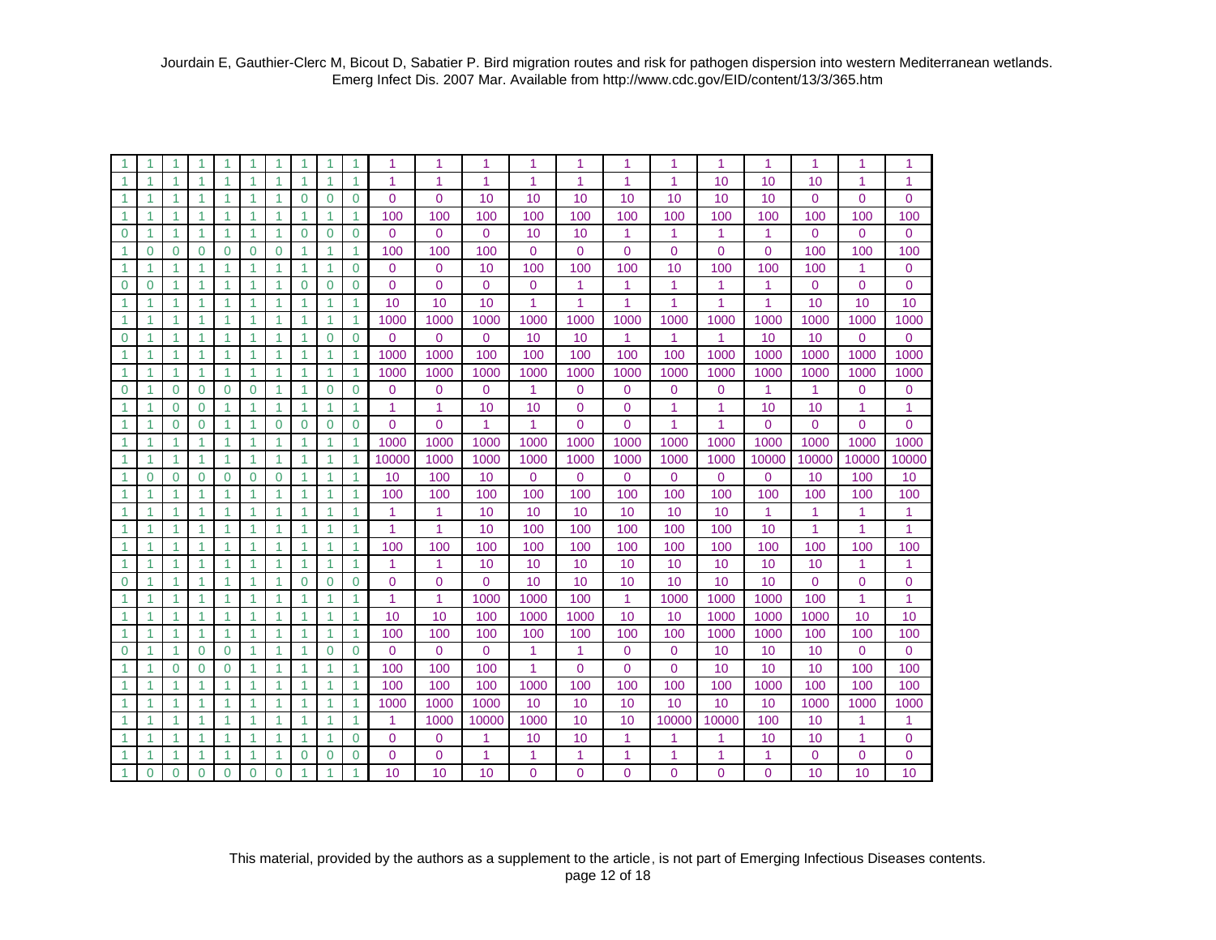Jourdain E, Gauthier-Clerc M, Bicout D, Sabatier P. Bird migration routes and risk for pathogen dispersion into western Mediterranean wetlands. Emerg Infect Dis. 2007 Mar. Available from http://www.cdc.gov/EID/content/13/3/365.htm

| | | | | | | | | | | | | | | | | | | | | | |
|---|---|---|---|---|---|---|---|---|---|---|---|---|---|---|---|---|---|---|---|---|---|
| 1 | 1 | 1 | 1 | 1 | 1 | 1 | 1 | 1 | 1 | 1 | 1 | 1 | 1 | 1 | 1 | 1 | 1 | 1 | 1 | 1 | 1 |
| 1 | 1 | 1 | 1 | 1 | 1 | 1 | 1 | 1 | 1 | 1 | 1 | 1 | 1 | 1 | 1 | 1 | 10 | 10 | 10 | 1 | 1 |
| 1 | 1 | 1 | 1 | 1 | 1 | 1 | 0 | 0 | 0 | 0 | 0 | 10 | 10 | 10 | 10 | 10 | 10 | 10 | 0 | 0 | 0 |
| 1 | 1 | 1 | 1 | 1 | 1 | 1 | 1 | 1 | 1 | 100 | 100 | 100 | 100 | 100 | 100 | 100 | 100 | 100 | 100 | 100 | 100 |
| 0 | 1 | 1 | 1 | 1 | 1 | 1 | 0 | 0 | 0 | 0 | 0 | 0 | 10 | 10 | 1 | 1 | 1 | 1 | 0 | 0 | 0 |
| 1 | 0 | 0 | 0 | 0 | 0 | 0 | 1 | 1 | 1 | 100 | 100 | 100 | 0 | 0 | 0 | 0 | 0 | 0 | 100 | 100 | 100 |
| 1 | 1 | 1 | 1 | 1 | 1 | 1 | 1 | 1 | 0 | 0 | 0 | 10 | 100 | 100 | 100 | 10 | 100 | 100 | 100 | 1 | 0 |
| 0 | 0 | 1 | 1 | 1 | 1 | 1 | 0 | 0 | 0 | 0 | 0 | 0 | 0 | 1 | 1 | 1 | 1 | 1 | 0 | 0 | 0 |
| 1 | 1 | 1 | 1 | 1 | 1 | 1 | 1 | 1 | 1 | 10 | 10 | 10 | 1 | 1 | 1 | 1 | 1 | 1 | 10 | 10 | 10 |
| 1 | 1 | 1 | 1 | 1 | 1 | 1 | 1 | 1 | 1 | 1000 | 1000 | 1000 | 1000 | 1000 | 1000 | 1000 | 1000 | 1000 | 1000 | 1000 | 1000 |
| 0 | 1 | 1 | 1 | 1 | 1 | 1 | 1 | 0 | 0 | 0 | 0 | 0 | 10 | 10 | 1 | 1 | 1 | 10 | 10 | 0 | 0 |
| 1 | 1 | 1 | 1 | 1 | 1 | 1 | 1 | 1 | 1 | 1000 | 1000 | 100 | 100 | 100 | 100 | 100 | 1000 | 1000 | 1000 | 1000 | 1000 |
| 1 | 1 | 1 | 1 | 1 | 1 | 1 | 1 | 1 | 1 | 1000 | 1000 | 1000 | 1000 | 1000 | 1000 | 1000 | 1000 | 1000 | 1000 | 1000 | 1000 |
| 0 | 1 | 0 | 0 | 0 | 0 | 1 | 1 | 0 | 0 | 0 | 0 | 0 | 1 | 0 | 0 | 0 | 0 | 1 | 1 | 0 | 0 |
| 1 | 1 | 0 | 0 | 1 | 1 | 1 | 1 | 1 | 1 | 1 | 1 | 10 | 10 | 0 | 0 | 1 | 1 | 10 | 10 | 1 | 1 |
| 1 | 1 | 0 | 0 | 1 | 1 | 0 | 0 | 0 | 0 | 0 | 0 | 1 | 1 | 0 | 0 | 1 | 1 | 0 | 0 | 0 | 0 |
| 1 | 1 | 1 | 1 | 1 | 1 | 1 | 1 | 1 | 1 | 1000 | 1000 | 1000 | 1000 | 1000 | 1000 | 1000 | 1000 | 1000 | 1000 | 1000 | 1000 |
| 1 | 1 | 1 | 1 | 1 | 1 | 1 | 1 | 1 | 1 | 10000 | 1000 | 1000 | 1000 | 1000 | 1000 | 1000 | 1000 | 10000 | 10000 | 10000 | 10000 |
| 1 | 0 | 0 | 0 | 0 | 0 | 0 | 1 | 1 | 1 | 10 | 100 | 10 | 0 | 0 | 0 | 0 | 0 | 0 | 10 | 100 | 10 |
| 1 | 1 | 1 | 1 | 1 | 1 | 1 | 1 | 1 | 1 | 100 | 100 | 100 | 100 | 100 | 100 | 100 | 100 | 100 | 100 | 100 | 100 |
| 1 | 1 | 1 | 1 | 1 | 1 | 1 | 1 | 1 | 1 | 1 | 1 | 10 | 10 | 10 | 10 | 10 | 10 | 1 | 1 | 1 | 1 |
| 1 | 1 | 1 | 1 | 1 | 1 | 1 | 1 | 1 | 1 | 1 | 1 | 10 | 100 | 100 | 100 | 100 | 100 | 10 | 1 | 1 | 1 |
| 1 | 1 | 1 | 1 | 1 | 1 | 1 | 1 | 1 | 1 | 100 | 100 | 100 | 100 | 100 | 100 | 100 | 100 | 100 | 100 | 100 | 100 |
| 1 | 1 | 1 | 1 | 1 | 1 | 1 | 1 | 1 | 1 | 1 | 1 | 10 | 10 | 10 | 10 | 10 | 10 | 10 | 10 | 1 | 1 |
| 0 | 1 | 1 | 1 | 1 | 1 | 1 | 0 | 0 | 0 | 0 | 0 | 0 | 10 | 10 | 10 | 10 | 10 | 10 | 0 | 0 | 0 |
| 1 | 1 | 1 | 1 | 1 | 1 | 1 | 1 | 1 | 1 | 1 | 1 | 1000 | 1000 | 100 | 1 | 1000 | 1000 | 1000 | 100 | 1 | 1 |
| 1 | 1 | 1 | 1 | 1 | 1 | 1 | 1 | 1 | 1 | 10 | 10 | 100 | 1000 | 1000 | 10 | 10 | 1000 | 1000 | 1000 | 10 | 10 |
| 1 | 1 | 1 | 1 | 1 | 1 | 1 | 1 | 1 | 1 | 100 | 100 | 100 | 100 | 100 | 100 | 100 | 1000 | 1000 | 100 | 100 | 100 |
| 0 | 1 | 1 | 0 | 0 | 1 | 1 | 1 | 0 | 0 | 0 | 0 | 0 | 1 | 1 | 0 | 0 | 10 | 10 | 10 | 0 | 0 |
| 1 | 1 | 0 | 0 | 0 | 1 | 1 | 1 | 1 | 1 | 100 | 100 | 100 | 1 | 0 | 0 | 0 | 10 | 10 | 10 | 100 | 100 |
| 1 | 1 | 1 | 1 | 1 | 1 | 1 | 1 | 1 | 1 | 100 | 100 | 100 | 1000 | 100 | 100 | 100 | 100 | 1000 | 100 | 100 | 100 |
| 1 | 1 | 1 | 1 | 1 | 1 | 1 | 1 | 1 | 1 | 1000 | 1000 | 1000 | 10 | 10 | 10 | 10 | 10 | 10 | 1000 | 1000 | 1000 |
| 1 | 1 | 1 | 1 | 1 | 1 | 1 | 1 | 1 | 1 | 1 | 1000 | 10000 | 1000 | 10 | 10 | 10000 | 10000 | 100 | 10 | 1 | 1 |
| 1 | 1 | 1 | 1 | 1 | 1 | 1 | 1 | 1 | 0 | 0 | 0 | 1 | 10 | 10 | 1 | 1 | 1 | 10 | 10 | 1 | 0 |
| 1 | 1 | 1 | 1 | 1 | 1 | 1 | 0 | 0 | 0 | 0 | 0 | 1 | 1 | 1 | 1 | 1 | 1 | 1 | 0 | 0 | 0 |
| 1 | 0 | 0 | 0 | 0 | 0 | 0 | 1 | 1 | 1 | 10 | 10 | 10 | 0 | 0 | 0 | 0 | 0 | 0 | 10 | 10 | 10 |

This material, provided by the authors as a supplement to the article, is not part of Emerging Infectious Diseases contents.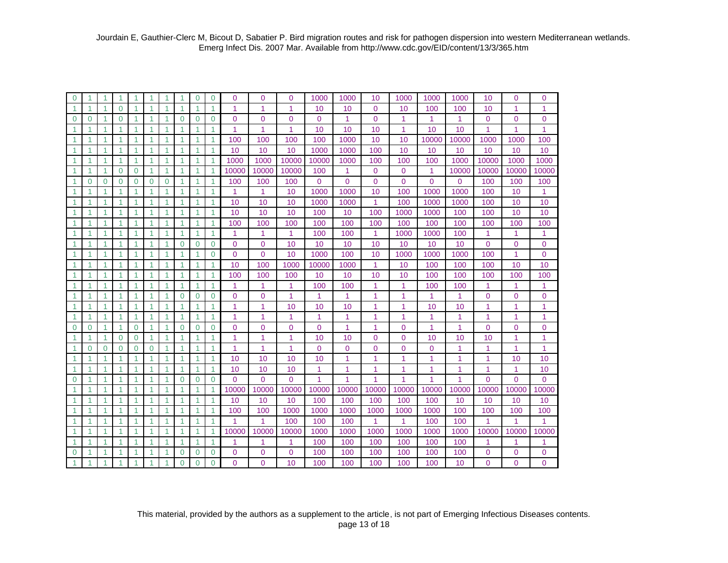| | | | | | | | | | | | | | | | | | | | | | |
|---|---|---|---|---|---|---|---|---|---|---|---|---|---|---|---|---|---|---|---|---|---|
| 0 | 1 | 1 | 1 | 1 | 1 | 1 | 1 | 0 | 0 | 0 | 0 | 0 | 1000 | 1000 | 10 | 1000 | 1000 | 1000 | 10 | 0 | 0 |
| 1 | 1 | 1 | 0 | 1 | 1 | 1 | 1 | 1 | 1 | 1 | 1 | 1 | 10 | 10 | 0 | 10 | 100 | 100 | 10 | 1 | 1 |
| 0 | 0 | 1 | 0 | 1 | 1 | 1 | 0 | 0 | 0 | 0 | 0 | 0 | 0 | 1 | 0 | 1 | 1 | 1 | 0 | 0 | 0 |
| 1 | 1 | 1 | 1 | 1 | 1 | 1 | 1 | 1 | 1 | 1 | 1 | 1 | 10 | 10 | 10 | 1 | 10 | 10 | 1 | 1 | 1 |
| 1 | 1 | 1 | 1 | 1 | 1 | 1 | 1 | 1 | 1 | 100 | 100 | 100 | 100 | 1000 | 10 | 10 | 10000 | 10000 | 1000 | 1000 | 100 |
| 1 | 1 | 1 | 1 | 1 | 1 | 1 | 1 | 1 | 1 | 10 | 10 | 10 | 1000 | 1000 | 100 | 10 | 10 | 10 | 10 | 10 | 10 |
| 1 | 1 | 1 | 1 | 1 | 1 | 1 | 1 | 1 | 1 | 1000 | 1000 | 10000 | 10000 | 1000 | 100 | 100 | 100 | 1000 | 10000 | 1000 | 1000 |
| 1 | 1 | 1 | 0 | 0 | 1 | 1 | 1 | 1 | 1 | 10000 | 10000 | 10000 | 100 | 1 | 0 | 0 | 1 | 10000 | 10000 | 10000 | 10000 |
| 1 | 0 | 0 | 0 | 0 | 0 | 0 | 1 | 1 | 1 | 100 | 100 | 100 | 0 | 0 | 0 | 0 | 0 | 0 | 100 | 100 | 100 |
| 1 | 1 | 1 | 1 | 1 | 1 | 1 | 1 | 1 | 1 | 1 | 1 | 10 | 1000 | 1000 | 10 | 100 | 1000 | 1000 | 100 | 10 | 1 |
| 1 | 1 | 1 | 1 | 1 | 1 | 1 | 1 | 1 | 1 | 10 | 10 | 10 | 1000 | 1000 | 1 | 100 | 1000 | 1000 | 100 | 10 | 10 |
| 1 | 1 | 1 | 1 | 1 | 1 | 1 | 1 | 1 | 1 | 10 | 10 | 10 | 100 | 10 | 100 | 1000 | 1000 | 100 | 100 | 10 | 10 |
| 1 | 1 | 1 | 1 | 1 | 1 | 1 | 1 | 1 | 1 | 100 | 100 | 100 | 100 | 100 | 100 | 100 | 100 | 100 | 100 | 100 | 100 |
| 1 | 1 | 1 | 1 | 1 | 1 | 1 | 1 | 1 | 1 | 1 | 1 | 1 | 100 | 100 | 1 | 1000 | 1000 | 100 | 1 | 1 | 1 |
| 1 | 1 | 1 | 1 | 1 | 1 | 1 | 0 | 0 | 0 | 0 | 0 | 10 | 10 | 10 | 10 | 10 | 10 | 10 | 0 | 0 | 0 |
| 1 | 1 | 1 | 1 | 1 | 1 | 1 | 1 | 1 | 0 | 0 | 0 | 10 | 1000 | 100 | 10 | 1000 | 1000 | 1000 | 100 | 1 | 0 |
| 1 | 1 | 1 | 1 | 1 | 1 | 1 | 1 | 1 | 1 | 10 | 100 | 1000 | 10000 | 1000 | 1 | 10 | 100 | 100 | 100 | 10 | 10 |
| 1 | 1 | 1 | 1 | 1 | 1 | 1 | 1 | 1 | 1 | 100 | 100 | 100 | 10 | 10 | 10 | 10 | 100 | 100 | 100 | 100 | 100 |
| 1 | 1 | 1 | 1 | 1 | 1 | 1 | 1 | 1 | 1 | 1 | 1 | 1 | 100 | 100 | 1 | 1 | 100 | 100 | 1 | 1 | 1 |
| 1 | 1 | 1 | 1 | 1 | 1 | 1 | 0 | 0 | 0 | 0 | 0 | 1 | 1 | 1 | 1 | 1 | 1 | 1 | 0 | 0 | 0 |
| 1 | 1 | 1 | 1 | 1 | 1 | 1 | 1 | 1 | 1 | 1 | 1 | 10 | 10 | 10 | 1 | 1 | 10 | 10 | 1 | 1 | 1 |
| 1 | 1 | 1 | 1 | 1 | 1 | 1 | 1 | 1 | 1 | 1 | 1 | 1 | 1 | 1 | 1 | 1 | 1 | 1 | 1 | 1 | 1 |
| 0 | 0 | 1 | 1 | 0 | 1 | 1 | 0 | 0 | 0 | 0 | 0 | 0 | 0 | 1 | 1 | 0 | 1 | 1 | 0 | 0 | 0 |
| 1 | 1 | 1 | 0 | 0 | 1 | 1 | 1 | 1 | 1 | 1 | 1 | 1 | 10 | 10 | 0 | 0 | 10 | 10 | 10 | 1 | 1 |
| 1 | 0 | 0 | 0 | 0 | 0 | 1 | 1 | 1 | 1 | 1 | 1 | 1 | 0 | 0 | 0 | 0 | 0 | 1 | 1 | 1 | 1 |
| 1 | 1 | 1 | 1 | 1 | 1 | 1 | 1 | 1 | 1 | 10 | 10 | 10 | 10 | 1 | 1 | 1 | 1 | 1 | 1 | 10 | 10 |
| 1 | 1 | 1 | 1 | 1 | 1 | 1 | 1 | 1 | 1 | 10 | 10 | 10 | 1 | 1 | 1 | 1 | 1 | 1 | 1 | 1 | 10 |
| 0 | 1 | 1 | 1 | 1 | 1 | 1 | 0 | 0 | 0 | 0 | 0 | 0 | 1 | 1 | 1 | 1 | 1 | 1 | 0 | 0 | 0 |
| 1 | 1 | 1 | 1 | 1 | 1 | 1 | 1 | 1 | 1 | 10000 | 10000 | 10000 | 10000 | 10000 | 10000 | 10000 | 10000 | 10000 | 10000 | 10000 | 10000 |
| 1 | 1 | 1 | 1 | 1 | 1 | 1 | 1 | 1 | 1 | 10 | 10 | 10 | 100 | 100 | 100 | 100 | 100 | 10 | 10 | 10 | 10 |
| 1 | 1 | 1 | 1 | 1 | 1 | 1 | 1 | 1 | 1 | 100 | 100 | 1000 | 1000 | 1000 | 1000 | 1000 | 1000 | 100 | 100 | 100 | 100 |
| 1 | 1 | 1 | 1 | 1 | 1 | 1 | 1 | 1 | 1 | 1 | 1 | 100 | 100 | 100 | 1 | 1 | 100 | 100 | 1 | 1 | 1 |
| 1 | 1 | 1 | 1 | 1 | 1 | 1 | 1 | 1 | 1 | 10000 | 10000 | 10000 | 1000 | 1000 | 1000 | 1000 | 1000 | 1000 | 10000 | 10000 | 10000 |
| 1 | 1 | 1 | 1 | 1 | 1 | 1 | 1 | 1 | 1 | 1 | 1 | 1 | 100 | 100 | 100 | 100 | 100 | 100 | 1 | 1 | 1 |
| 0 | 1 | 1 | 1 | 1 | 1 | 1 | 0 | 0 | 0 | 0 | 0 | 0 | 100 | 100 | 100 | 100 | 100 | 100 | 0 | 0 | 0 |
| 1 | 1 | 1 | 1 | 1 | 1 | 1 | 0 | 0 | 0 | 0 | 0 | 10 | 100 | 100 | 100 | 100 | 100 | 10 | 0 | 0 | 0 |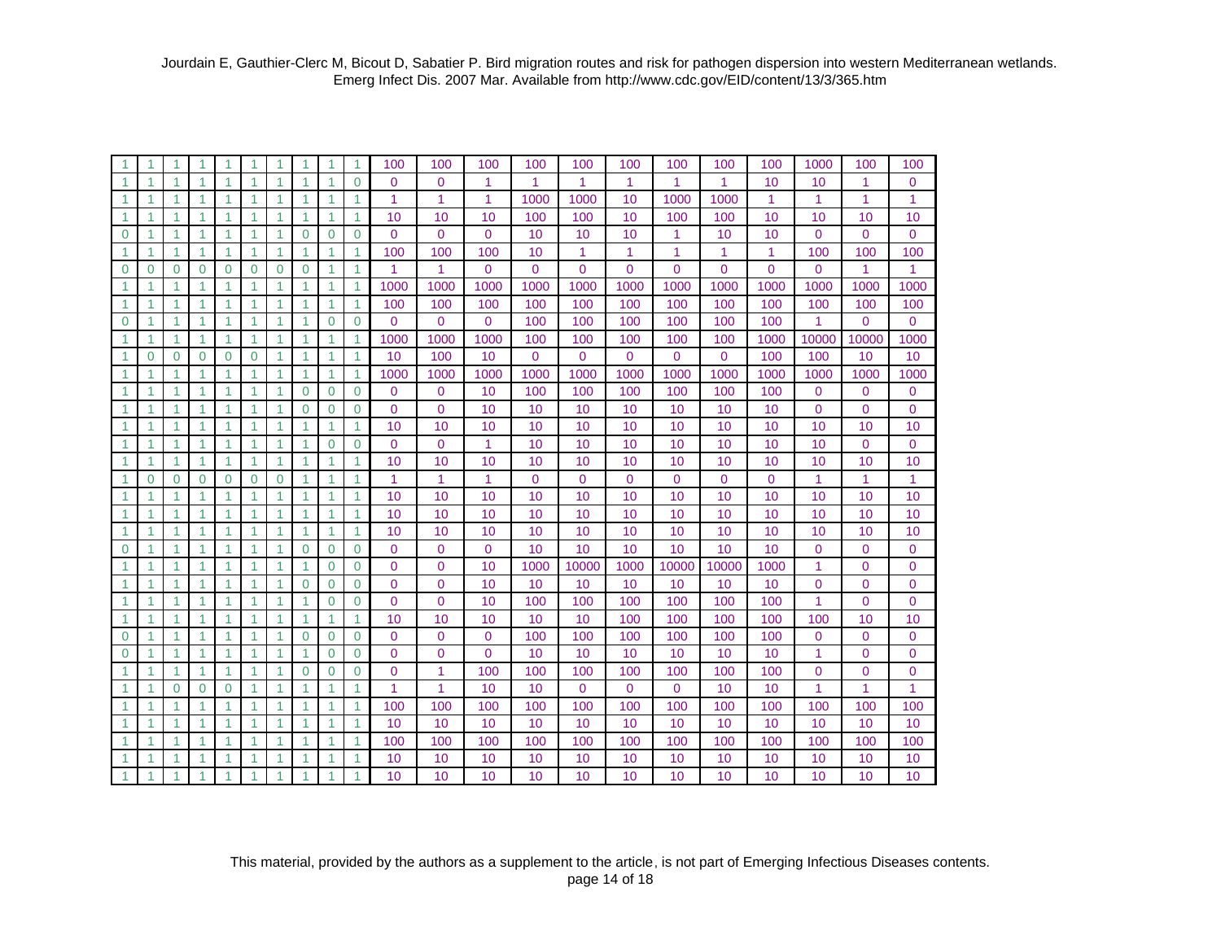| | | | | | | | | | | | | | | | | | | | | | |
|---|---|---|---|---|---|---|---|---|---|---|---|---|---|---|---|---|---|---|---|---|---|
| 1 | 1 | 1 | 1 | 1 | 1 | 1 | 1 | 1 | 1 | 100 | 100 | 100 | 100 | 100 | 100 | 100 | 100 | 100 | 1000 | 100 | 100 |
| 1 | 1 | 1 | 1 | 1 | 1 | 1 | 1 | 1 | 0 | 0 | 0 | 1 | 1 | 1 | 1 | 1 | 1 | 10 | 10 | 1 | 0 |
| 1 | 1 | 1 | 1 | 1 | 1 | 1 | 1 | 1 | 1 | 1 | 1 | 1 | 1000 | 1000 | 10 | 1000 | 1000 | 1 | 1 | 1 | 1 |
| 1 | 1 | 1 | 1 | 1 | 1 | 1 | 1 | 1 | 1 | 10 | 10 | 10 | 100 | 100 | 10 | 100 | 100 | 10 | 10 | 10 | 10 |
| 0 | 1 | 1 | 1 | 1 | 1 | 1 | 0 | 0 | 0 | 0 | 0 | 0 | 10 | 10 | 10 | 1 | 10 | 10 | 0 | 0 | 0 |
| 1 | 1 | 1 | 1 | 1 | 1 | 1 | 1 | 1 | 1 | 100 | 100 | 100 | 10 | 1 | 1 | 1 | 1 | 1 | 100 | 100 | 100 |
| 0 | 0 | 0 | 0 | 0 | 0 | 0 | 0 | 1 | 1 | 1 | 1 | 0 | 0 | 0 | 0 | 0 | 0 | 0 | 0 | 1 | 1 |
| 1 | 1 | 1 | 1 | 1 | 1 | 1 | 1 | 1 | 1 | 1000 | 1000 | 1000 | 1000 | 1000 | 1000 | 1000 | 1000 | 1000 | 1000 | 1000 | 1000 |
| 1 | 1 | 1 | 1 | 1 | 1 | 1 | 1 | 1 | 1 | 100 | 100 | 100 | 100 | 100 | 100 | 100 | 100 | 100 | 100 | 100 | 100 |
| 0 | 1 | 1 | 1 | 1 | 1 | 1 | 1 | 0 | 0 | 0 | 0 | 0 | 100 | 100 | 100 | 100 | 100 | 100 | 1 | 0 | 0 |
| 1 | 1 | 1 | 1 | 1 | 1 | 1 | 1 | 1 | 1 | 1000 | 1000 | 1000 | 100 | 100 | 100 | 100 | 100 | 1000 | 10000 | 10000 | 1000 |
| 1 | 0 | 0 | 0 | 0 | 0 | 1 | 1 | 1 | 1 | 10 | 100 | 10 | 0 | 0 | 0 | 0 | 0 | 100 | 100 | 10 | 10 |
| 1 | 1 | 1 | 1 | 1 | 1 | 1 | 1 | 1 | 1 | 1000 | 1000 | 1000 | 1000 | 1000 | 1000 | 1000 | 1000 | 1000 | 1000 | 1000 | 1000 |
| 1 | 1 | 1 | 1 | 1 | 1 | 1 | 0 | 0 | 0 | 0 | 0 | 10 | 100 | 100 | 100 | 100 | 100 | 100 | 0 | 0 | 0 |
| 1 | 1 | 1 | 1 | 1 | 1 | 1 | 0 | 0 | 0 | 0 | 0 | 10 | 10 | 10 | 10 | 10 | 10 | 10 | 0 | 0 | 0 |
| 1 | 1 | 1 | 1 | 1 | 1 | 1 | 1 | 1 | 1 | 10 | 10 | 10 | 10 | 10 | 10 | 10 | 10 | 10 | 10 | 10 | 10 |
| 1 | 1 | 1 | 1 | 1 | 1 | 1 | 1 | 0 | 0 | 0 | 0 | 1 | 10 | 10 | 10 | 10 | 10 | 10 | 10 | 0 | 0 |
| 1 | 1 | 1 | 1 | 1 | 1 | 1 | 1 | 1 | 1 | 10 | 10 | 10 | 10 | 10 | 10 | 10 | 10 | 10 | 10 | 10 | 10 |
| 1 | 0 | 0 | 0 | 0 | 0 | 0 | 1 | 1 | 1 | 1 | 1 | 1 | 0 | 0 | 0 | 0 | 0 | 0 | 1 | 1 | 1 |
| 1 | 1 | 1 | 1 | 1 | 1 | 1 | 1 | 1 | 1 | 10 | 10 | 10 | 10 | 10 | 10 | 10 | 10 | 10 | 10 | 10 | 10 |
| 1 | 1 | 1 | 1 | 1 | 1 | 1 | 1 | 1 | 1 | 10 | 10 | 10 | 10 | 10 | 10 | 10 | 10 | 10 | 10 | 10 | 10 |
| 1 | 1 | 1 | 1 | 1 | 1 | 1 | 1 | 1 | 1 | 10 | 10 | 10 | 10 | 10 | 10 | 10 | 10 | 10 | 10 | 10 | 10 |
| 0 | 1 | 1 | 1 | 1 | 1 | 1 | 0 | 0 | 0 | 0 | 0 | 0 | 10 | 10 | 10 | 10 | 10 | 10 | 0 | 0 | 0 |
| 1 | 1 | 1 | 1 | 1 | 1 | 1 | 1 | 0 | 0 | 0 | 0 | 10 | 1000 | 10000 | 1000 | 10000 | 10000 | 1000 | 1 | 0 | 0 |
| 1 | 1 | 1 | 1 | 1 | 1 | 1 | 0 | 0 | 0 | 0 | 0 | 10 | 10 | 10 | 10 | 10 | 10 | 10 | 0 | 0 | 0 |
| 1 | 1 | 1 | 1 | 1 | 1 | 1 | 1 | 0 | 0 | 0 | 0 | 10 | 100 | 100 | 100 | 100 | 100 | 100 | 1 | 0 | 0 |
| 1 | 1 | 1 | 1 | 1 | 1 | 1 | 1 | 1 | 1 | 10 | 10 | 10 | 10 | 10 | 100 | 100 | 100 | 100 | 100 | 10 | 10 |
| 0 | 1 | 1 | 1 | 1 | 1 | 1 | 0 | 0 | 0 | 0 | 0 | 0 | 100 | 100 | 100 | 100 | 100 | 100 | 0 | 0 | 0 |
| 0 | 1 | 1 | 1 | 1 | 1 | 1 | 1 | 0 | 0 | 0 | 0 | 0 | 10 | 10 | 10 | 10 | 10 | 10 | 1 | 0 | 0 |
| 1 | 1 | 1 | 1 | 1 | 1 | 1 | 0 | 0 | 0 | 0 | 1 | 100 | 100 | 100 | 100 | 100 | 100 | 100 | 0 | 0 | 0 |
| 1 | 1 | 0 | 0 | 0 | 1 | 1 | 1 | 1 | 1 | 1 | 1 | 10 | 10 | 0 | 0 | 0 | 10 | 10 | 1 | 1 | 1 |
| 1 | 1 | 1 | 1 | 1 | 1 | 1 | 1 | 1 | 1 | 100 | 100 | 100 | 100 | 100 | 100 | 100 | 100 | 100 | 100 | 100 | 100 |
| 1 | 1 | 1 | 1 | 1 | 1 | 1 | 1 | 1 | 1 | 10 | 10 | 10 | 10 | 10 | 10 | 10 | 10 | 10 | 10 | 10 | 10 |
| 1 | 1 | 1 | 1 | 1 | 1 | 1 | 1 | 1 | 1 | 100 | 100 | 100 | 100 | 100 | 100 | 100 | 100 | 100 | 100 | 100 | 100 |
| 1 | 1 | 1 | 1 | 1 | 1 | 1 | 1 | 1 | 1 | 10 | 10 | 10 | 10 | 10 | 10 | 10 | 10 | 10 | 10 | 10 | 10 |
| 1 | 1 | 1 | 1 | 1 | 1 | 1 | 1 | 1 | 1 | 10 | 10 | 10 | 10 | 10 | 10 | 10 | 10 | 10 | 10 | 10 | 10 |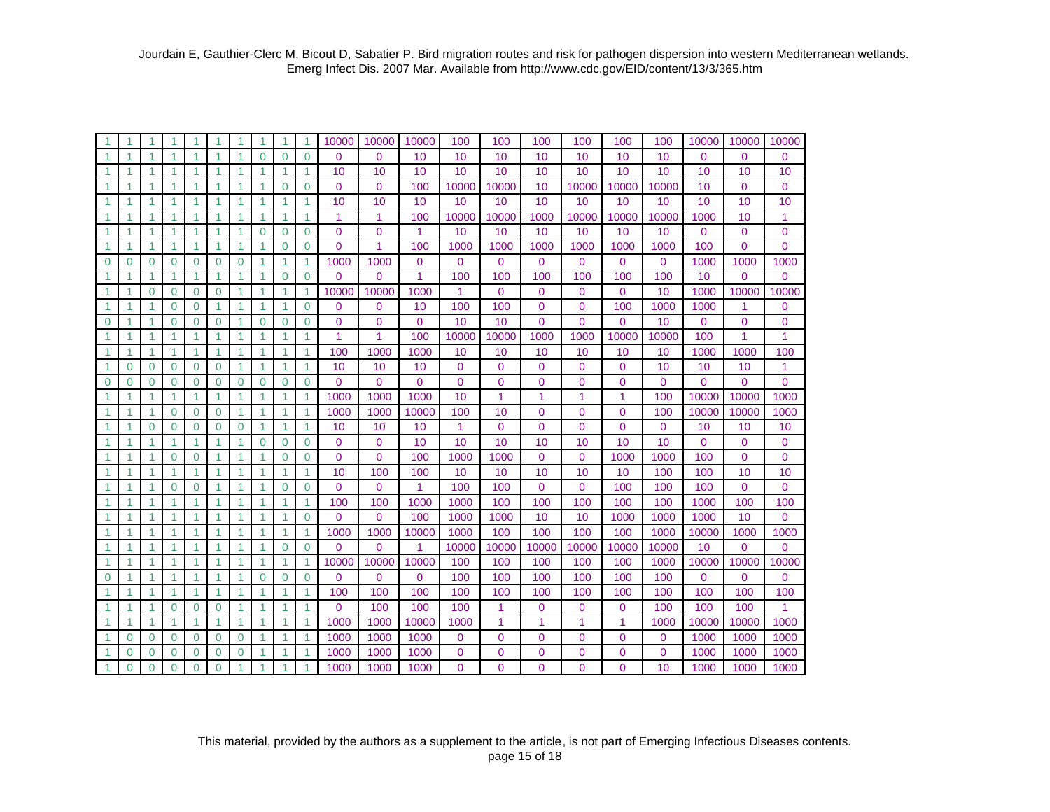| | | | | | | | | | | | | | | | | | | | | | |
|---|---|---|---|---|---|---|---|---|---|---|---|---|---|---|---|---|---|---|---|---|---|
| 1 | 1 | 1 | 1 | 1 | 1 | 1 | 1 | 1 | 1 | 10000 | 10000 | 10000 | 100 | 100 | 100 | 100 | 100 | 100 | 10000 | 10000 | 10000 |
| 1 | 1 | 1 | 1 | 1 | 1 | 1 | 0 | 0 | 0 | 0 | 0 | 10 | 10 | 10 | 10 | 10 | 10 | 10 | 0 | 0 | 0 |
| 1 | 1 | 1 | 1 | 1 | 1 | 1 | 1 | 1 | 1 | 10 | 10 | 10 | 10 | 10 | 10 | 10 | 10 | 10 | 10 | 10 | 10 |
| 1 | 1 | 1 | 1 | 1 | 1 | 1 | 1 | 0 | 0 | 0 | 0 | 100 | 10000 | 10000 | 10 | 10000 | 10000 | 10000 | 10 | 0 | 0 |
| 1 | 1 | 1 | 1 | 1 | 1 | 1 | 1 | 1 | 1 | 10 | 10 | 10 | 10 | 10 | 10 | 10 | 10 | 10 | 10 | 10 | 10 |
| 1 | 1 | 1 | 1 | 1 | 1 | 1 | 1 | 1 | 1 | 1 | 1 | 100 | 10000 | 10000 | 1000 | 10000 | 10000 | 10000 | 1000 | 10 | 1 |
| 1 | 1 | 1 | 1 | 1 | 1 | 1 | 0 | 0 | 0 | 0 | 0 | 1 | 10 | 10 | 10 | 10 | 10 | 10 | 0 | 0 | 0 |
| 1 | 1 | 1 | 1 | 1 | 1 | 1 | 1 | 0 | 0 | 0 | 1 | 100 | 1000 | 1000 | 1000 | 1000 | 1000 | 1000 | 100 | 0 | 0 |
| 0 | 0 | 0 | 0 | 0 | 0 | 0 | 1 | 1 | 1 | 1000 | 1000 | 0 | 0 | 0 | 0 | 0 | 0 | 0 | 1000 | 1000 | 1000 |
| 1 | 1 | 1 | 1 | 1 | 1 | 1 | 1 | 0 | 0 | 0 | 0 | 1 | 100 | 100 | 100 | 100 | 100 | 100 | 10 | 0 | 0 |
| 1 | 1 | 0 | 0 | 0 | 0 | 1 | 1 | 1 | 1 | 10000 | 10000 | 1000 | 1 | 0 | 0 | 0 | 0 | 10 | 1000 | 10000 | 10000 |
| 1 | 1 | 1 | 0 | 0 | 1 | 1 | 1 | 1 | 0 | 0 | 0 | 10 | 100 | 100 | 0 | 0 | 100 | 1000 | 1000 | 1 | 0 |
| 0 | 1 | 1 | 0 | 0 | 0 | 1 | 0 | 0 | 0 | 0 | 0 | 0 | 10 | 10 | 0 | 0 | 0 | 10 | 0 | 0 | 0 |
| 1 | 1 | 1 | 1 | 1 | 1 | 1 | 1 | 1 | 1 | 1 | 1 | 100 | 10000 | 10000 | 1000 | 1000 | 10000 | 10000 | 100 | 1 | 1 |
| 1 | 1 | 1 | 1 | 1 | 1 | 1 | 1 | 1 | 1 | 100 | 1000 | 1000 | 10 | 10 | 10 | 10 | 10 | 10 | 1000 | 1000 | 100 |
| 1 | 0 | 0 | 0 | 0 | 0 | 1 | 1 | 1 | 1 | 10 | 10 | 10 | 0 | 0 | 0 | 0 | 0 | 10 | 10 | 10 | 1 |
| 0 | 0 | 0 | 0 | 0 | 0 | 0 | 0 | 0 | 0 | 0 | 0 | 0 | 0 | 0 | 0 | 0 | 0 | 0 | 0 | 0 | 0 |
| 1 | 1 | 1 | 1 | 1 | 1 | 1 | 1 | 1 | 1 | 1000 | 1000 | 1000 | 10 | 1 | 1 | 1 | 1 | 100 | 10000 | 10000 | 1000 |
| 1 | 1 | 1 | 0 | 0 | 0 | 1 | 1 | 1 | 1 | 1000 | 1000 | 10000 | 100 | 10 | 0 | 0 | 0 | 100 | 10000 | 10000 | 1000 |
| 1 | 1 | 0 | 0 | 0 | 0 | 0 | 1 | 1 | 1 | 10 | 10 | 10 | 1 | 0 | 0 | 0 | 0 | 0 | 10 | 10 | 10 |
| 1 | 1 | 1 | 1 | 1 | 1 | 1 | 0 | 0 | 0 | 0 | 0 | 10 | 10 | 10 | 10 | 10 | 10 | 10 | 0 | 0 | 0 |
| 1 | 1 | 1 | 0 | 0 | 1 | 1 | 1 | 0 | 0 | 0 | 0 | 100 | 1000 | 1000 | 0 | 0 | 1000 | 1000 | 100 | 0 | 0 |
| 1 | 1 | 1 | 1 | 1 | 1 | 1 | 1 | 1 | 1 | 10 | 100 | 100 | 10 | 10 | 10 | 10 | 10 | 100 | 100 | 10 | 10 |
| 1 | 1 | 1 | 0 | 0 | 1 | 1 | 1 | 0 | 0 | 0 | 0 | 1 | 100 | 100 | 0 | 0 | 100 | 100 | 100 | 0 | 0 |
| 1 | 1 | 1 | 1 | 1 | 1 | 1 | 1 | 1 | 1 | 100 | 100 | 1000 | 1000 | 100 | 100 | 100 | 100 | 100 | 1000 | 100 | 100 |
| 1 | 1 | 1 | 1 | 1 | 1 | 1 | 1 | 1 | 0 | 0 | 0 | 100 | 1000 | 1000 | 10 | 10 | 1000 | 1000 | 1000 | 10 | 0 |
| 1 | 1 | 1 | 1 | 1 | 1 | 1 | 1 | 1 | 1 | 1000 | 1000 | 10000 | 1000 | 100 | 100 | 100 | 100 | 1000 | 10000 | 1000 | 1000 |
| 1 | 1 | 1 | 1 | 1 | 1 | 1 | 1 | 0 | 0 | 0 | 0 | 1 | 10000 | 10000 | 10000 | 10000 | 10000 | 10000 | 10 | 0 | 0 |
| 1 | 1 | 1 | 1 | 1 | 1 | 1 | 1 | 1 | 1 | 10000 | 10000 | 10000 | 100 | 100 | 100 | 100 | 100 | 1000 | 10000 | 10000 | 10000 |
| 0 | 1 | 1 | 1 | 1 | 1 | 1 | 0 | 0 | 0 | 0 | 0 | 0 | 100 | 100 | 100 | 100 | 100 | 100 | 0 | 0 | 0 |
| 1 | 1 | 1 | 1 | 1 | 1 | 1 | 1 | 1 | 1 | 100 | 100 | 100 | 100 | 100 | 100 | 100 | 100 | 100 | 100 | 100 | 100 |
| 1 | 1 | 1 | 0 | 0 | 0 | 1 | 1 | 1 | 1 | 0 | 100 | 100 | 100 | 1 | 0 | 0 | 0 | 100 | 100 | 100 | 1 |
| 1 | 1 | 1 | 1 | 1 | 1 | 1 | 1 | 1 | 1 | 1000 | 1000 | 10000 | 1000 | 1 | 1 | 1 | 1 | 1000 | 10000 | 10000 | 1000 |
| 1 | 0 | 0 | 0 | 0 | 0 | 0 | 1 | 1 | 1 | 1000 | 1000 | 1000 | 0 | 0 | 0 | 0 | 0 | 0 | 1000 | 1000 | 1000 |
| 1 | 0 | 0 | 0 | 0 | 0 | 0 | 1 | 1 | 1 | 1000 | 1000 | 1000 | 0 | 0 | 0 | 0 | 0 | 0 | 1000 | 1000 | 1000 |
| 1 | 0 | 0 | 0 | 0 | 0 | 1 | 1 | 1 | 1 | 1000 | 1000 | 1000 | 0 | 0 | 0 | 0 | 0 | 10 | 1000 | 1000 | 1000 |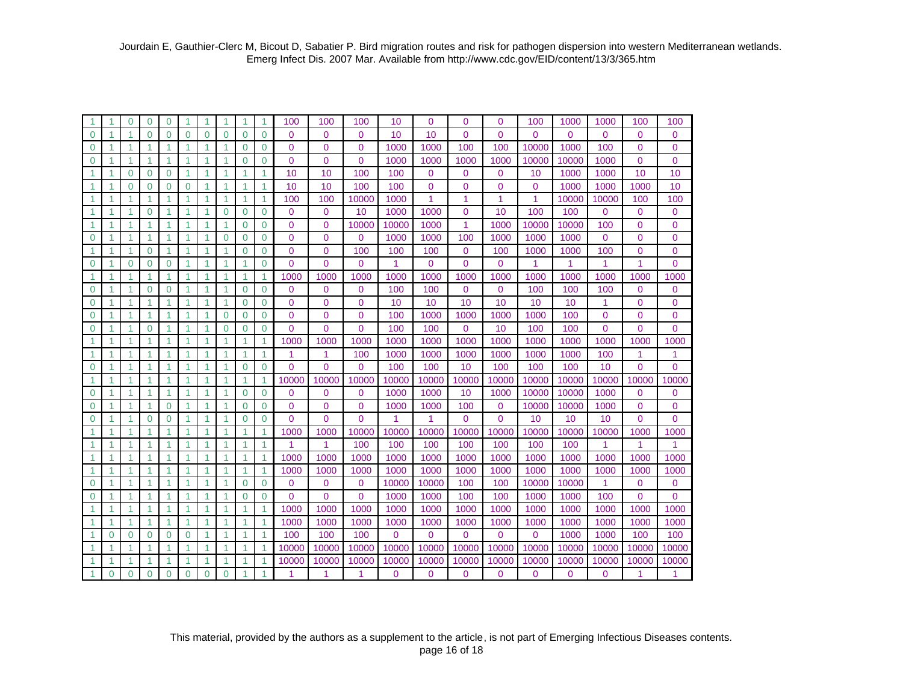Jourdain E, Gauthier-Clerc M, Bicout D, Sabatier P. Bird migration routes and risk for pathogen dispersion into western Mediterranean wetlands. Emerg Infect Dis. 2007 Mar. Available from http://www.cdc.gov/EID/content/13/3/365.htm

| | | | | | | | | | | | | | | | | | | | | | |
|---|---|---|---|---|---|---|---|---|---|---|---|---|---|---|---|---|---|---|---|---|---|
| 1 | 1 | 0 | 0 | 0 | 1 | 1 | 1 | 1 | 1 | 100 | 100 | 100 | 10 | 0 | 0 | 0 | 100 | 1000 | 1000 | 100 | 100 |
| 0 | 1 | 1 | 0 | 0 | 0 | 0 | 0 | 0 | 0 | 0 | 0 | 0 | 10 | 10 | 0 | 0 | 0 | 0 | 0 | 0 | 0 |
| 0 | 1 | 1 | 1 | 1 | 1 | 1 | 1 | 0 | 0 | 0 | 0 | 0 | 1000 | 1000 | 100 | 100 | 10000 | 1000 | 100 | 0 | 0 |
| 0 | 1 | 1 | 1 | 1 | 1 | 1 | 1 | 0 | 0 | 0 | 0 | 0 | 1000 | 1000 | 1000 | 1000 | 10000 | 10000 | 1000 | 0 | 0 |
| 1 | 1 | 0 | 0 | 0 | 1 | 1 | 1 | 1 | 1 | 10 | 10 | 100 | 100 | 0 | 0 | 0 | 10 | 1000 | 1000 | 10 | 10 |
| 1 | 1 | 0 | 0 | 0 | 0 | 1 | 1 | 1 | 1 | 10 | 10 | 100 | 100 | 0 | 0 | 0 | 0 | 1000 | 1000 | 1000 | 10 |
| 1 | 1 | 1 | 1 | 1 | 1 | 1 | 1 | 1 | 1 | 100 | 100 | 10000 | 1000 | 1 | 1 | 1 | 1 | 10000 | 10000 | 100 | 100 |
| 1 | 1 | 1 | 0 | 1 | 1 | 1 | 0 | 0 | 0 | 0 | 0 | 10 | 1000 | 1000 | 0 | 10 | 100 | 100 | 0 | 0 | 0 |
| 1 | 1 | 1 | 1 | 1 | 1 | 1 | 1 | 0 | 0 | 0 | 0 | 10000 | 10000 | 1000 | 1 | 1000 | 10000 | 10000 | 100 | 0 | 0 |
| 0 | 1 | 1 | 1 | 1 | 1 | 1 | 0 | 0 | 0 | 0 | 0 | 0 | 1000 | 1000 | 100 | 1000 | 1000 | 1000 | 0 | 0 | 0 |
| 1 | 1 | 1 | 0 | 1 | 1 | 1 | 1 | 0 | 0 | 0 | 0 | 100 | 100 | 100 | 0 | 100 | 1000 | 1000 | 100 | 0 | 0 |
| 0 | 1 | 0 | 0 | 0 | 1 | 1 | 1 | 1 | 0 | 0 | 0 | 0 | 1 | 0 | 0 | 0 | 1 | 1 | 1 | 1 | 0 |
| 1 | 1 | 1 | 1 | 1 | 1 | 1 | 1 | 1 | 1 | 1000 | 1000 | 1000 | 1000 | 1000 | 1000 | 1000 | 1000 | 1000 | 1000 | 1000 | 1000 |
| 0 | 1 | 1 | 0 | 0 | 1 | 1 | 1 | 0 | 0 | 0 | 0 | 0 | 100 | 100 | 0 | 0 | 100 | 100 | 100 | 0 | 0 |
| 0 | 1 | 1 | 1 | 1 | 1 | 1 | 1 | 0 | 0 | 0 | 0 | 0 | 10 | 10 | 10 | 10 | 10 | 10 | 1 | 0 | 0 |
| 0 | 1 | 1 | 1 | 1 | 1 | 1 | 0 | 0 | 0 | 0 | 0 | 0 | 100 | 1000 | 1000 | 1000 | 1000 | 100 | 0 | 0 | 0 |
| 0 | 1 | 1 | 0 | 1 | 1 | 1 | 0 | 0 | 0 | 0 | 0 | 0 | 100 | 100 | 0 | 10 | 100 | 100 | 0 | 0 | 0 |
| 1 | 1 | 1 | 1 | 1 | 1 | 1 | 1 | 1 | 1 | 1000 | 1000 | 1000 | 1000 | 1000 | 1000 | 1000 | 1000 | 1000 | 1000 | 1000 | 1000 |
| 1 | 1 | 1 | 1 | 1 | 1 | 1 | 1 | 1 | 1 | 1 | 1 | 100 | 1000 | 1000 | 1000 | 1000 | 1000 | 1000 | 100 | 1 | 1 |
| 0 | 1 | 1 | 1 | 1 | 1 | 1 | 1 | 0 | 0 | 0 | 0 | 0 | 100 | 100 | 10 | 100 | 100 | 100 | 10 | 0 | 0 |
| 1 | 1 | 1 | 1 | 1 | 1 | 1 | 1 | 1 | 1 | 10000 | 10000 | 10000 | 10000 | 10000 | 10000 | 10000 | 10000 | 10000 | 10000 | 10000 | 10000 |
| 0 | 1 | 1 | 1 | 1 | 1 | 1 | 1 | 0 | 0 | 0 | 0 | 0 | 1000 | 1000 | 10 | 1000 | 10000 | 10000 | 1000 | 0 | 0 |
| 0 | 1 | 1 | 1 | 0 | 1 | 1 | 1 | 0 | 0 | 0 | 0 | 0 | 1000 | 1000 | 100 | 0 | 10000 | 10000 | 1000 | 0 | 0 |
| 0 | 1 | 1 | 0 | 0 | 1 | 1 | 1 | 0 | 0 | 0 | 0 | 0 | 1 | 1 | 0 | 0 | 10 | 10 | 10 | 0 | 0 |
| 1 | 1 | 1 | 1 | 1 | 1 | 1 | 1 | 1 | 1 | 1000 | 1000 | 10000 | 10000 | 10000 | 10000 | 10000 | 10000 | 10000 | 10000 | 1000 | 1000 |
| 1 | 1 | 1 | 1 | 1 | 1 | 1 | 1 | 1 | 1 | 1 | 1 | 100 | 100 | 100 | 100 | 100 | 100 | 100 | 1 | 1 | 1 |
| 1 | 1 | 1 | 1 | 1 | 1 | 1 | 1 | 1 | 1 | 1000 | 1000 | 1000 | 1000 | 1000 | 1000 | 1000 | 1000 | 1000 | 1000 | 1000 | 1000 |
| 1 | 1 | 1 | 1 | 1 | 1 | 1 | 1 | 1 | 1 | 1000 | 1000 | 1000 | 1000 | 1000 | 1000 | 1000 | 1000 | 1000 | 1000 | 1000 | 1000 |
| 0 | 1 | 1 | 1 | 1 | 1 | 1 | 1 | 0 | 0 | 0 | 0 | 0 | 10000 | 10000 | 100 | 100 | 10000 | 10000 | 1 | 0 | 0 |
| 0 | 1 | 1 | 1 | 1 | 1 | 1 | 1 | 0 | 0 | 0 | 0 | 0 | 1000 | 1000 | 100 | 100 | 1000 | 1000 | 100 | 0 | 0 |
| 1 | 1 | 1 | 1 | 1 | 1 | 1 | 1 | 1 | 1 | 1000 | 1000 | 1000 | 1000 | 1000 | 1000 | 1000 | 1000 | 1000 | 1000 | 1000 | 1000 |
| 1 | 1 | 1 | 1 | 1 | 1 | 1 | 1 | 1 | 1 | 1000 | 1000 | 1000 | 1000 | 1000 | 1000 | 1000 | 1000 | 1000 | 1000 | 1000 | 1000 |
| 1 | 0 | 0 | 0 | 0 | 0 | 1 | 1 | 1 | 1 | 100 | 100 | 100 | 0 | 0 | 0 | 0 | 0 | 1000 | 1000 | 100 | 100 |
| 1 | 1 | 1 | 1 | 1 | 1 | 1 | 1 | 1 | 1 | 10000 | 10000 | 10000 | 10000 | 10000 | 10000 | 10000 | 10000 | 10000 | 10000 | 10000 | 10000 |
| 1 | 1 | 1 | 1 | 1 | 1 | 1 | 1 | 1 | 1 | 10000 | 10000 | 10000 | 10000 | 10000 | 10000 | 10000 | 10000 | 10000 | 10000 | 10000 | 10000 |
| 1 | 0 | 0 | 0 | 0 | 0 | 0 | 0 | 1 | 1 | 1 | 1 | 1 | 0 | 0 | 0 | 0 | 0 | 0 | 0 | 1 | 1 |

This material, provided by the authors as a supplement to the article, is not part of Emerging Infectious Diseases contents.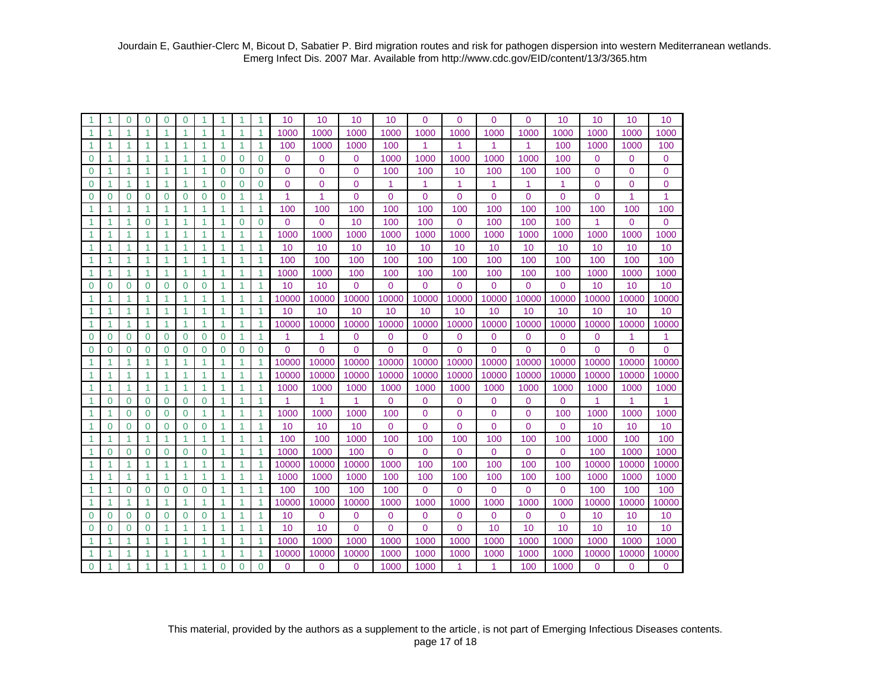Jourdain E, Gauthier-Clerc M, Bicout D, Sabatier P. Bird migration routes and risk for pathogen dispersion into western Mediterranean wetlands. Emerg Infect Dis. 2007 Mar. Available from http://www.cdc.gov/EID/content/13/3/365.htm

| | | | | | | | | | | | | | | | | | | | | | | | |
|---|---|---|---|---|---|---|---|---|---|---|---|---|---|---|---|---|---|---|---|---|---|---|---|
| 1 | 1 | 0 | 0 | 0 | 0 | 1 | 1 | 1 | 1 | 10 | 10 | 10 | 10 | 0 | 0 | 0 | 0 | 10 | 10 | 10 | 10 |
| 1 | 1 | 1 | 1 | 1 | 1 | 1 | 1 | 1 | 1 | 1000 | 1000 | 1000 | 1000 | 1000 | 1000 | 1000 | 1000 | 1000 | 1000 | 1000 | 1000 |
| 1 | 1 | 1 | 1 | 1 | 1 | 1 | 1 | 1 | 1 | 100 | 1000 | 1000 | 100 | 1 | 1 | 1 | 1 | 100 | 1000 | 1000 | 100 |
| 0 | 1 | 1 | 1 | 1 | 1 | 1 | 0 | 0 | 0 | 0 | 0 | 0 | 1000 | 1000 | 1000 | 1000 | 1000 | 100 | 0 | 0 | 0 |
| 0 | 1 | 1 | 1 | 1 | 1 | 1 | 0 | 0 | 0 | 0 | 0 | 0 | 100 | 100 | 10 | 100 | 100 | 100 | 0 | 0 | 0 |
| 0 | 1 | 1 | 1 | 1 | 1 | 1 | 0 | 0 | 0 | 0 | 0 | 0 | 1 | 1 | 1 | 1 | 1 | 1 | 0 | 0 | 0 |
| 0 | 0 | 0 | 0 | 0 | 0 | 0 | 0 | 1 | 1 | 1 | 1 | 0 | 0 | 0 | 0 | 0 | 0 | 0 | 0 | 1 | 1 |
| 1 | 1 | 1 | 1 | 1 | 1 | 1 | 1 | 1 | 1 | 100 | 100 | 100 | 100 | 100 | 100 | 100 | 100 | 100 | 100 | 100 | 100 |
| 1 | 1 | 1 | 0 | 1 | 1 | 1 | 1 | 0 | 0 | 0 | 0 | 10 | 100 | 100 | 0 | 100 | 100 | 100 | 1 | 0 | 0 |
| 1 | 1 | 1 | 1 | 1 | 1 | 1 | 1 | 1 | 1 | 1000 | 1000 | 1000 | 1000 | 1000 | 1000 | 1000 | 1000 | 1000 | 1000 | 1000 | 1000 |
| 1 | 1 | 1 | 1 | 1 | 1 | 1 | 1 | 1 | 1 | 10 | 10 | 10 | 10 | 10 | 10 | 10 | 10 | 10 | 10 | 10 | 10 |
| 1 | 1 | 1 | 1 | 1 | 1 | 1 | 1 | 1 | 1 | 100 | 100 | 100 | 100 | 100 | 100 | 100 | 100 | 100 | 100 | 100 | 100 |
| 1 | 1 | 1 | 1 | 1 | 1 | 1 | 1 | 1 | 1 | 1000 | 1000 | 100 | 100 | 100 | 100 | 100 | 100 | 100 | 1000 | 1000 | 1000 |
| 0 | 0 | 0 | 0 | 0 | 0 | 0 | 1 | 1 | 1 | 10 | 10 | 0 | 0 | 0 | 0 | 0 | 0 | 0 | 10 | 10 | 10 |
| 1 | 1 | 1 | 1 | 1 | 1 | 1 | 1 | 1 | 1 | 10000 | 10000 | 10000 | 10000 | 10000 | 10000 | 10000 | 10000 | 10000 | 10000 | 10000 | 10000 |
| 1 | 1 | 1 | 1 | 1 | 1 | 1 | 1 | 1 | 1 | 10 | 10 | 10 | 10 | 10 | 10 | 10 | 10 | 10 | 10 | 10 | 10 |
| 1 | 1 | 1 | 1 | 1 | 1 | 1 | 1 | 1 | 1 | 10000 | 10000 | 10000 | 10000 | 10000 | 10000 | 10000 | 10000 | 10000 | 10000 | 10000 | 10000 |
| 0 | 0 | 0 | 0 | 0 | 0 | 0 | 0 | 1 | 1 | 1 | 1 | 0 | 0 | 0 | 0 | 0 | 0 | 0 | 0 | 1 | 1 |
| 0 | 0 | 0 | 0 | 0 | 0 | 0 | 0 | 0 | 0 | 0 | 0 | 0 | 0 | 0 | 0 | 0 | 0 | 0 | 0 | 0 | 0 |
| 1 | 1 | 1 | 1 | 1 | 1 | 1 | 1 | 1 | 1 | 10000 | 10000 | 10000 | 10000 | 10000 | 10000 | 10000 | 10000 | 10000 | 10000 | 10000 | 10000 |
| 1 | 1 | 1 | 1 | 1 | 1 | 1 | 1 | 1 | 1 | 10000 | 10000 | 10000 | 10000 | 10000 | 10000 | 10000 | 10000 | 10000 | 10000 | 10000 | 10000 |
| 1 | 1 | 1 | 1 | 1 | 1 | 1 | 1 | 1 | 1 | 1000 | 1000 | 1000 | 1000 | 1000 | 1000 | 1000 | 1000 | 1000 | 1000 | 1000 | 1000 |
| 1 | 0 | 0 | 0 | 0 | 0 | 0 | 1 | 1 | 1 | 1 | 1 | 1 | 0 | 0 | 0 | 0 | 0 | 0 | 1 | 1 | 1 |
| 1 | 1 | 0 | 0 | 0 | 0 | 1 | 1 | 1 | 1 | 1000 | 1000 | 1000 | 100 | 0 | 0 | 0 | 0 | 100 | 1000 | 1000 | 1000 |
| 1 | 0 | 0 | 0 | 0 | 0 | 0 | 1 | 1 | 1 | 10 | 10 | 10 | 0 | 0 | 0 | 0 | 0 | 0 | 10 | 10 | 10 |
| 1 | 1 | 1 | 1 | 1 | 1 | 1 | 1 | 1 | 1 | 100 | 100 | 1000 | 100 | 100 | 100 | 100 | 100 | 100 | 1000 | 100 | 100 |
| 1 | 0 | 0 | 0 | 0 | 0 | 0 | 1 | 1 | 1 | 1000 | 1000 | 100 | 0 | 0 | 0 | 0 | 0 | 0 | 100 | 1000 | 1000 |
| 1 | 1 | 1 | 1 | 1 | 1 | 1 | 1 | 1 | 1 | 10000 | 10000 | 10000 | 1000 | 100 | 100 | 100 | 100 | 100 | 10000 | 10000 | 10000 |
| 1 | 1 | 1 | 1 | 1 | 1 | 1 | 1 | 1 | 1 | 1000 | 1000 | 1000 | 100 | 100 | 100 | 100 | 100 | 100 | 1000 | 1000 | 1000 |
| 1 | 1 | 0 | 0 | 0 | 0 | 0 | 1 | 1 | 1 | 100 | 100 | 100 | 100 | 0 | 0 | 0 | 0 | 0 | 100 | 100 | 100 |
| 1 | 1 | 1 | 1 | 1 | 1 | 1 | 1 | 1 | 1 | 10000 | 10000 | 10000 | 1000 | 1000 | 1000 | 1000 | 1000 | 1000 | 10000 | 10000 | 10000 |
| 0 | 0 | 0 | 0 | 0 | 0 | 0 | 1 | 1 | 1 | 10 | 0 | 0 | 0 | 0 | 0 | 0 | 0 | 0 | 10 | 10 | 10 |
| 0 | 0 | 0 | 0 | 1 | 1 | 1 | 1 | 1 | 1 | 10 | 10 | 0 | 0 | 0 | 0 | 10 | 10 | 10 | 10 | 10 | 10 |
| 1 | 1 | 1 | 1 | 1 | 1 | 1 | 1 | 1 | 1 | 1000 | 1000 | 1000 | 1000 | 1000 | 1000 | 1000 | 1000 | 1000 | 1000 | 1000 | 1000 |
| 1 | 1 | 1 | 1 | 1 | 1 | 1 | 1 | 1 | 1 | 10000 | 10000 | 10000 | 1000 | 1000 | 1000 | 1000 | 1000 | 1000 | 10000 | 10000 | 10000 |
| 0 | 1 | 1 | 1 | 1 | 1 | 1 | 0 | 0 | 0 | 0 | 0 | 0 | 1000 | 1000 | 1 | 1 | 100 | 1000 | 0 | 0 | 0 |

This material, provided by the authors as a supplement to the article, is not part of Emerging Infectious Diseases contents.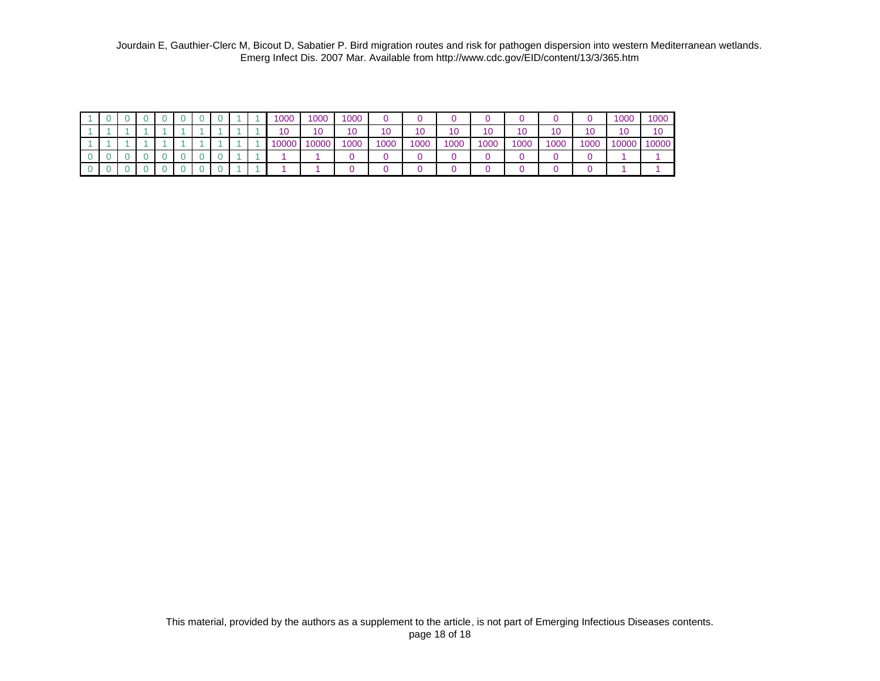| | | | | | | | | | | | | | | | | | | | | | |
|---|---|---|---|---|---|---|---|---|---|---|---|---|---|---|---|---|---|---|---|---|---|
| 1 | 0 | 0 | 0 | 0 | 0 | 0 | 0 | 1 | 1 | 1000 | 1000 | 1000 | 0 | 0 | 0 | 0 | 0 | 0 | 0 | 1000 | 1000 |
| 1 | 1 | 1 | 1 | 1 | 1 | 1 | 1 | 1 | 1 | 10 | 10 | 10 | 10 | 10 | 10 | 10 | 10 | 10 | 10 | 10 | 10 |
| 1 | 1 | 1 | 1 | 1 | 1 | 1 | 1 | 1 | 1 | 10000 | 10000 | 1000 | 1000 | 1000 | 1000 | 1000 | 1000 | 1000 | 1000 | 10000 | 10000 |
| 0 | 0 | 0 | 0 | 0 | 0 | 0 | 0 | 1 | 1 | 1 | 1 | 0 | 0 | 0 | 0 | 0 | 0 | 0 | 0 | 1 | 1 |
| 0 | 0 | 0 | 0 | 0 | 0 | 0 | 0 | 1 | 1 | 1 | 1 | 0 | 0 | 0 | 0 | 0 | 0 | 0 | 0 | 1 | 1 |